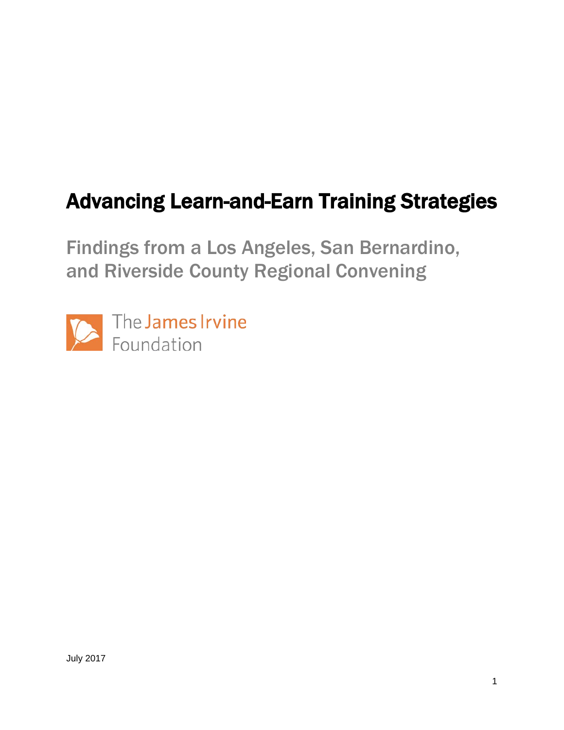# Advancing Learn-and-Earn Training Strategies

## Findings from a Los Angeles, San Bernardino, and Riverside County Regional Convening

The James Irvine Foundation

July 2017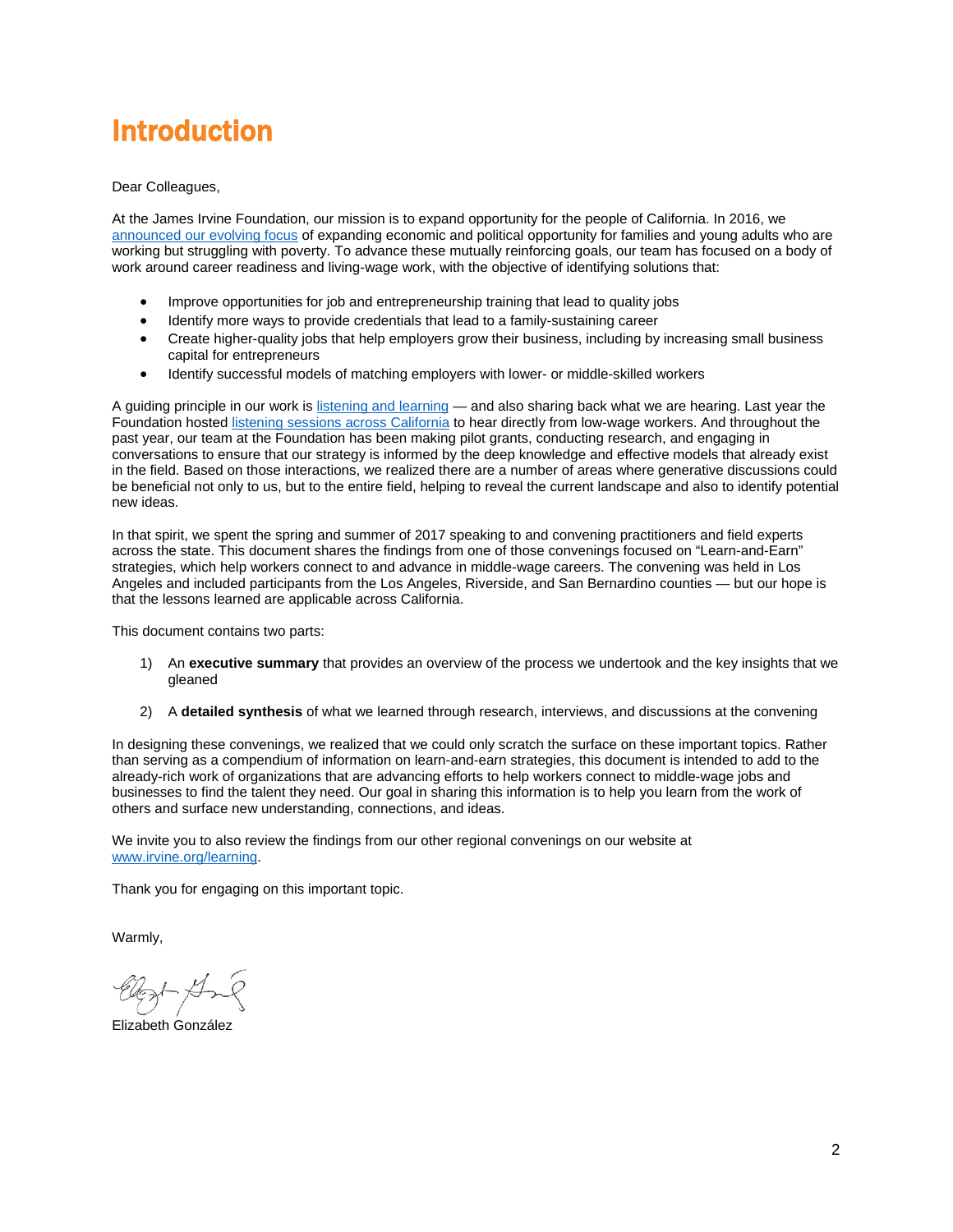# Introduction

Dear Colleagues,

At the James Irvine Foundation, our mission is to expand opportunity for the people of California. In 2016, we announced our evolving focus of expanding economic and political opportunity for families and young adults who are working but struggling with poverty. To advance these mutually reinforcing goals, our team has focused on a body of work around career readiness and living-wage work, with the objective of identifying solutions that:

- Improve opportunities for job and entrepreneurship training that lead to quality jobs
- Identify more ways to provide credentials that lead to a family-sustaining career
- Create higher-quality jobs that help employers grow their business, including by increasing small business capital for entrepreneurs
- Identify successful models of matching employers with lower- or middle-skilled workers

A guiding principle in our work is listening and learning — and also sharing back what we are hearing. Last year the Foundation hosted listening sessions across California to hear directly from low-wage workers. And throughout the past year, our team at the Foundation has been making pilot grants, conducting research, and engaging in conversations to ensure that our strategy is informed by the deep knowledge and effective models that already exist in the field. Based on those interactions, we realized there are a number of areas where generative discussions could be beneficial not only to us, but to the entire field, helping to reveal the current landscape and also to identify potential new ideas.

In that spirit, we spent the spring and summer of 2017 speaking to and convening practitioners and field experts across the state. This document shares the findings from one of those convenings focused on "Learn-and-Earn" strategies, which help workers connect to and advance in middle-wage careers. The convening was held in Los Angeles and included participants from the Los Angeles, Riverside, and San Bernardino counties — but our hope is that the lessons learned are applicable across California.

This document contains two parts:

1) An **executive summary** that provides an overview of the process we undertook and the key insights that we gleaned

2) A **detailed synthesis** of what we learned through research, interviews, and discussions at the convening

In designing these convenings, we realized that we could only scratch the surface on these important topics. Rather than serving as a compendium of information on learn-and-earn strategies, this document is intended to add to the already-rich work of organizations that are advancing efforts to help workers connect to middle-wage jobs and businesses to find the talent they need. Our goal in sharing this information is to help you learn from the work of others and surface new understanding, connections, and ideas.

We invite you to also review the findings from our other regional convenings on our website at www.irvine.org/learning.

Thank you for engaging on this important topic.

Warmly,

Elizabeth González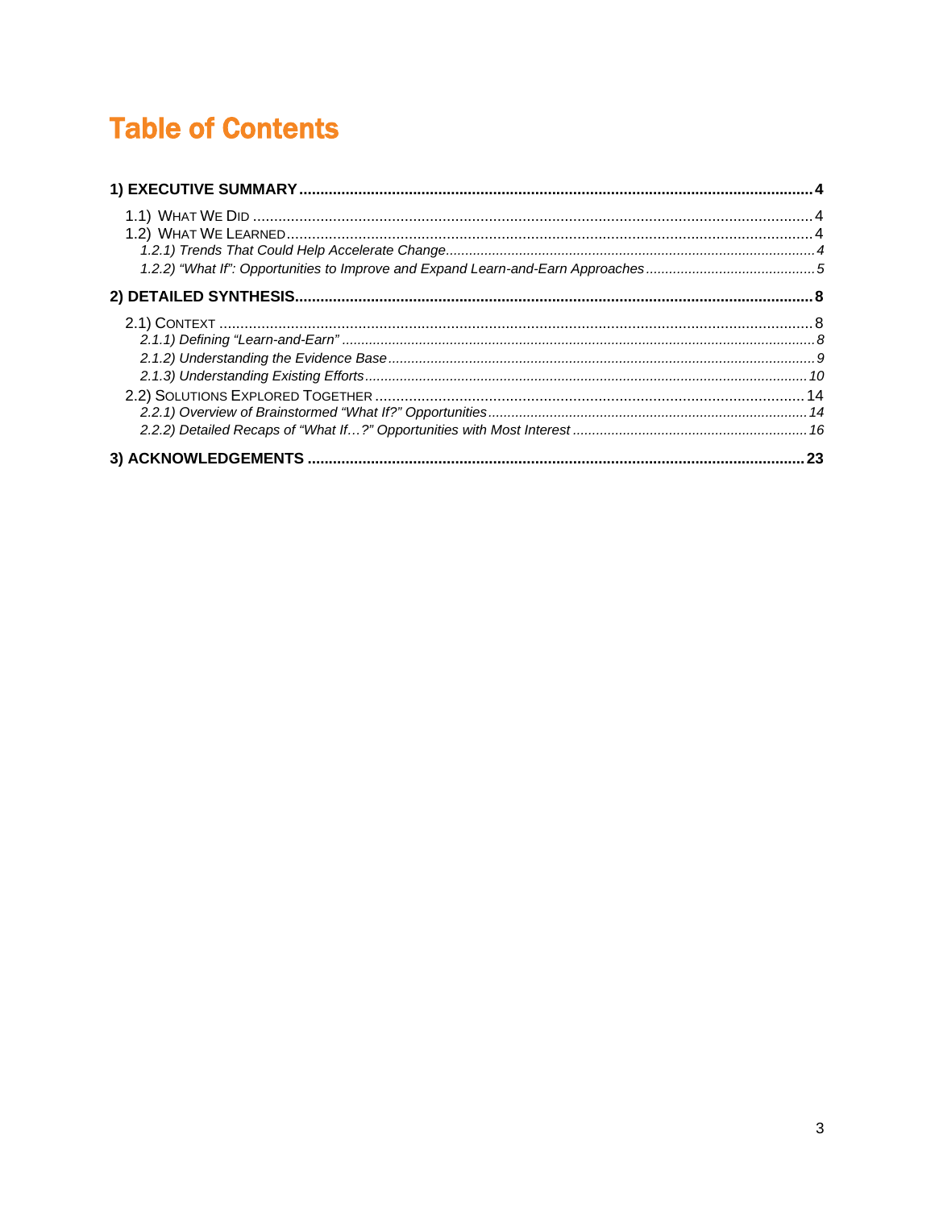# Table of Contents

**1) EXECUTIVE SUMMARY** ........ **4**

- 1.1) WHAT WE DID ........ 4
- 1.2) WHAT WE LEARNED ........ 4
  - *1.2.1) Trends That Could Help Accelerate Change* ........ *4*
  - *1.2.2) "What If": Opportunities to Improve and Expand Learn-and-Earn Approaches* ........ *5*

**2) DETAILED SYNTHESIS** ........ **8**

- 2.1) CONTEXT ........ 8
  - *2.1.1) Defining "Learn-and-Earn"* ........ *8*
  - *2.1.2) Understanding the Evidence Base* ........ *9*
  - *2.1.3) Understanding Existing Efforts* ........ *10*
- 2.2) SOLUTIONS EXPLORED TOGETHER ........ 14
  - *2.2.1) Overview of Brainstormed "What If?" Opportunities* ........ *14*
  - *2.2.2) Detailed Recaps of "What If…?" Opportunities with Most Interest* ........ *16*

**3) ACKNOWLEDGEMENTS** ........ **23**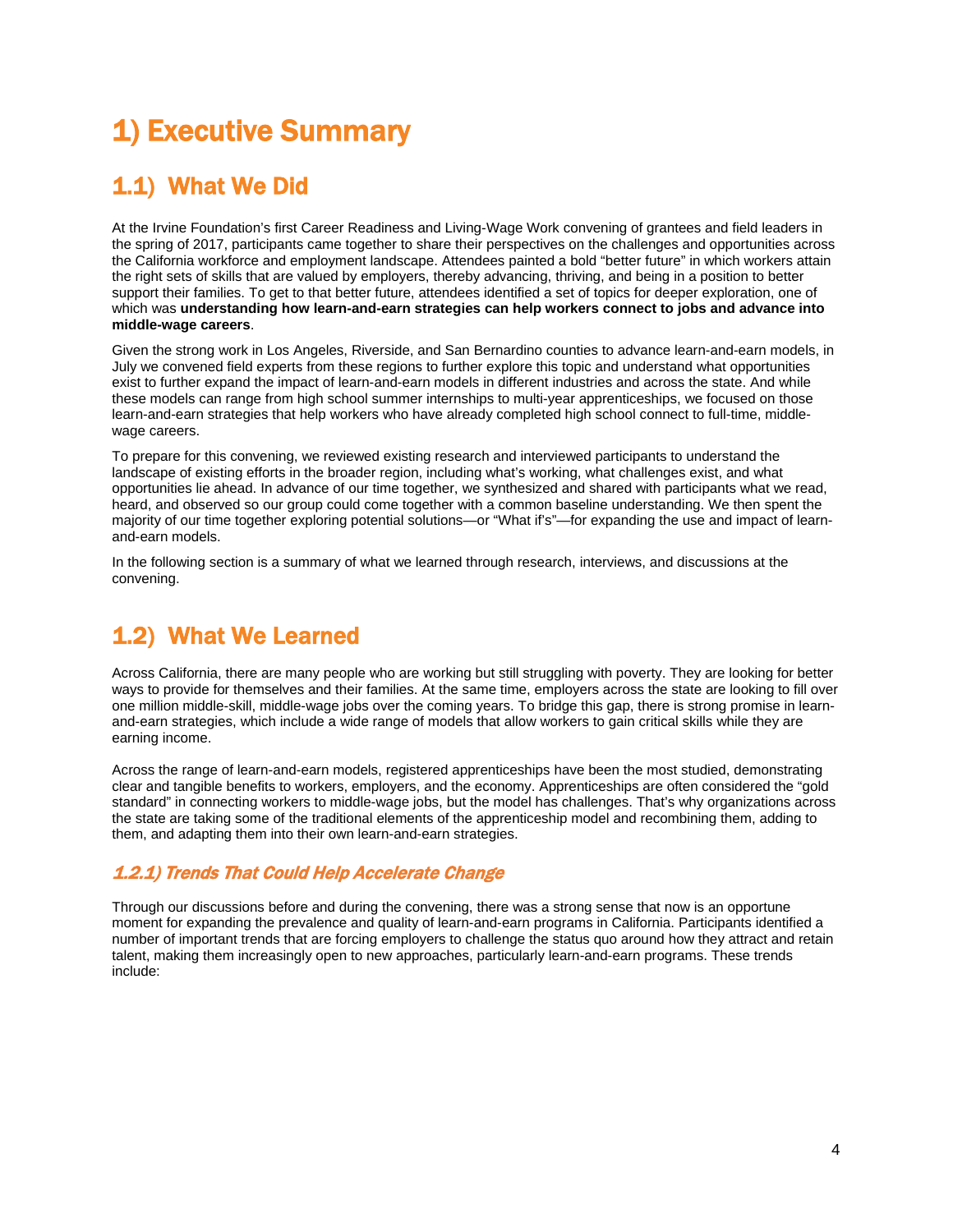# 1) Executive Summary

## 1.1) What We Did

At the Irvine Foundation's first Career Readiness and Living-Wage Work convening of grantees and field leaders in the spring of 2017, participants came together to share their perspectives on the challenges and opportunities across the California workforce and employment landscape. Attendees painted a bold "better future" in which workers attain the right sets of skills that are valued by employers, thereby advancing, thriving, and being in a position to better support their families. To get to that better future, attendees identified a set of topics for deeper exploration, one of which was **understanding how learn-and-earn strategies can help workers connect to jobs and advance into middle-wage careers**.

Given the strong work in Los Angeles, Riverside, and San Bernardino counties to advance learn-and-earn models, in July we convened field experts from these regions to further explore this topic and understand what opportunities exist to further expand the impact of learn-and-earn models in different industries and across the state. And while these models can range from high school summer internships to multi-year apprenticeships, we focused on those learn-and-earn strategies that help workers who have already completed high school connect to full-time, middle-wage careers.

To prepare for this convening, we reviewed existing research and interviewed participants to understand the landscape of existing efforts in the broader region, including what's working, what challenges exist, and what opportunities lie ahead. In advance of our time together, we synthesized and shared with participants what we read, heard, and observed so our group could come together with a common baseline understanding. We then spent the majority of our time together exploring potential solutions—or "What if's"—for expanding the use and impact of learn-and-earn models.

In the following section is a summary of what we learned through research, interviews, and discussions at the convening.

## 1.2) What We Learned

Across California, there are many people who are working but still struggling with poverty. They are looking for better ways to provide for themselves and their families. At the same time, employers across the state are looking to fill over one million middle-skill, middle-wage jobs over the coming years. To bridge this gap, there is strong promise in learn-and-earn strategies, which include a wide range of models that allow workers to gain critical skills while they are earning income.

Across the range of learn-and-earn models, registered apprenticeships have been the most studied, demonstrating clear and tangible benefits to workers, employers, and the economy. Apprenticeships are often considered the "gold standard" in connecting workers to middle-wage jobs, but the model has challenges. That's why organizations across the state are taking some of the traditional elements of the apprenticeship model and recombining them, adding to them, and adapting them into their own learn-and-earn strategies.

### *1.2.1) Trends That Could Help Accelerate Change*

Through our discussions before and during the convening, there was a strong sense that now is an opportune moment for expanding the prevalence and quality of learn-and-earn programs in California. Participants identified a number of important trends that are forcing employers to challenge the status quo around how they attract and retain talent, making them increasingly open to new approaches, particularly learn-and-earn programs. These trends include: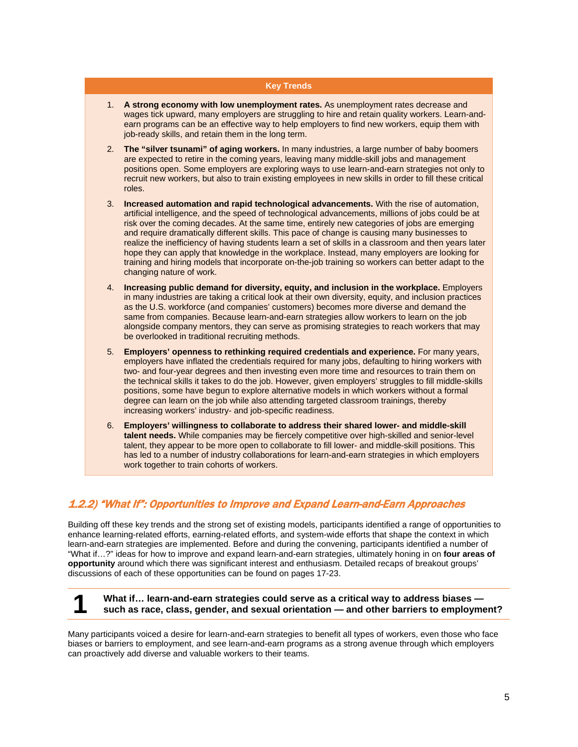**Key Trends**

1. **A strong economy with low unemployment rates.** As unemployment rates decrease and wages tick upward, many employers are struggling to hire and retain quality workers. Learn-and-earn programs can be an effective way to help employers to find new workers, equip them with job-ready skills, and retain them in the long term.
2. **The "silver tsunami" of aging workers.** In many industries, a large number of baby boomers are expected to retire in the coming years, leaving many middle-skill jobs and management positions open. Some employers are exploring ways to use learn-and-earn strategies not only to recruit new workers, but also to train existing employees in new skills in order to fill these critical roles.
3. **Increased automation and rapid technological advancements.** With the rise of automation, artificial intelligence, and the speed of technological advancements, millions of jobs could be at risk over the coming decades. At the same time, entirely new categories of jobs are emerging and require dramatically different skills. This pace of change is causing many businesses to realize the inefficiency of having students learn a set of skills in a classroom and then years later hope they can apply that knowledge in the workplace. Instead, many employers are looking for training and hiring models that incorporate on-the-job training so workers can better adapt to the changing nature of work.
4. **Increasing public demand for diversity, equity, and inclusion in the workplace.** Employers in many industries are taking a critical look at their own diversity, equity, and inclusion practices as the U.S. workforce (and companies' customers) becomes more diverse and demand the same from companies. Because learn-and-earn strategies allow workers to learn on the job alongside company mentors, they can serve as promising strategies to reach workers that may be overlooked in traditional recruiting methods.
5. **Employers' openness to rethinking required credentials and experience.** For many years, employers have inflated the credentials required for many jobs, defaulting to hiring workers with two- and four-year degrees and then investing even more time and resources to train them on the technical skills it takes to do the job. However, given employers' struggles to fill middle-skills positions, some have begun to explore alternative models in which workers without a formal degree can learn on the job while also attending targeted classroom trainings, thereby increasing workers' industry- and job-specific readiness.
6. **Employers' willingness to collaborate to address their shared lower- and middle-skill talent needs.** While companies may be fiercely competitive over high-skilled and senior-level talent, they appear to be more open to collaborate to fill lower- and middle-skill positions. This has led to a number of industry collaborations for learn-and-earn strategies in which employers work together to train cohorts of workers.

### *1.2.2) "What If": Opportunities to Improve and Expand Learn-and-Earn Approaches*

Building off these key trends and the strong set of existing models, participants identified a range of opportunities to enhance learning-related efforts, earning-related efforts, and system-wide efforts that shape the context in which learn-and-earn strategies are implemented. Before and during the convening, participants identified a number of "What if…?" ideas for how to improve and expand learn-and-earn strategies, ultimately honing in on **four areas of opportunity** around which there was significant interest and enthusiasm. Detailed recaps of breakout groups' discussions of each of these opportunities can be found on pages 17-23.

**1** **What if… learn-and-earn strategies could serve as a critical way to address biases — such as race, class, gender, and sexual orientation — and other barriers to employment?**

Many participants voiced a desire for learn-and-earn strategies to benefit all types of workers, even those who face biases or barriers to employment, and see learn-and-earn programs as a strong avenue through which employers can proactively add diverse and valuable workers to their teams.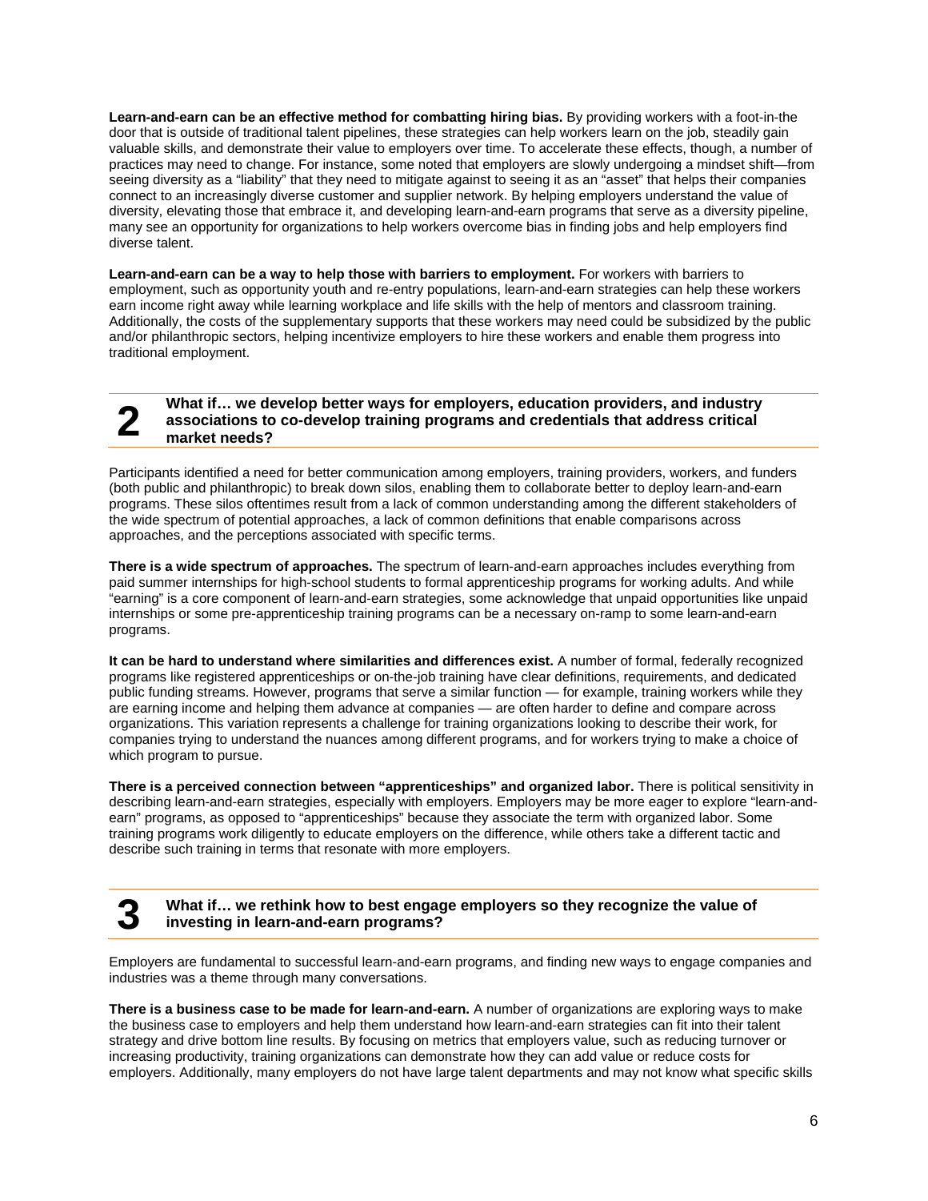**Learn-and-earn can be an effective method for combatting hiring bias.** By providing workers with a foot-in-the door that is outside of traditional talent pipelines, these strategies can help workers learn on the job, steadily gain valuable skills, and demonstrate their value to employers over time. To accelerate these effects, though, a number of practices may need to change. For instance, some noted that employers are slowly undergoing a mindset shift—from seeing diversity as a "liability" that they need to mitigate against to seeing it as an "asset" that helps their companies connect to an increasingly diverse customer and supplier network. By helping employers understand the value of diversity, elevating those that embrace it, and developing learn-and-earn programs that serve as a diversity pipeline, many see an opportunity for organizations to help workers overcome bias in finding jobs and help employers find diverse talent.

**Learn-and-earn can be a way to help those with barriers to employment.** For workers with barriers to employment, such as opportunity youth and re-entry populations, learn-and-earn strategies can help these workers earn income right away while learning workplace and life skills with the help of mentors and classroom training. Additionally, the costs of the supplementary supports that these workers may need could be subsidized by the public and/or philanthropic sectors, helping incentivize employers to hire these workers and enable them progress into traditional employment.

## 2 What if… we develop better ways for employers, education providers, and industry associations to co-develop training programs and credentials that address critical market needs?

Participants identified a need for better communication among employers, training providers, workers, and funders (both public and philanthropic) to break down silos, enabling them to collaborate better to deploy learn-and-earn programs. These silos oftentimes result from a lack of common understanding among the different stakeholders of the wide spectrum of potential approaches, a lack of common definitions that enable comparisons across approaches, and the perceptions associated with specific terms.

**There is a wide spectrum of approaches.** The spectrum of learn-and-earn approaches includes everything from paid summer internships for high-school students to formal apprenticeship programs for working adults. And while "earning" is a core component of learn-and-earn strategies, some acknowledge that unpaid opportunities like unpaid internships or some pre-apprenticeship training programs can be a necessary on-ramp to some learn-and-earn programs.

**It can be hard to understand where similarities and differences exist.** A number of formal, federally recognized programs like registered apprenticeships or on-the-job training have clear definitions, requirements, and dedicated public funding streams. However, programs that serve a similar function — for example, training workers while they are earning income and helping them advance at companies — are often harder to define and compare across organizations. This variation represents a challenge for training organizations looking to describe their work, for companies trying to understand the nuances among different programs, and for workers trying to make a choice of which program to pursue.

**There is a perceived connection between "apprenticeships" and organized labor.** There is political sensitivity in describing learn-and-earn strategies, especially with employers. Employers may be more eager to explore "learn-and-earn" programs, as opposed to "apprenticeships" because they associate the term with organized labor. Some training programs work diligently to educate employers on the difference, while others take a different tactic and describe such training in terms that resonate with more employers.

## 3 What if… we rethink how to best engage employers so they recognize the value of investing in learn-and-earn programs?

Employers are fundamental to successful learn-and-earn programs, and finding new ways to engage companies and industries was a theme through many conversations.

**There is a business case to be made for learn-and-earn.** A number of organizations are exploring ways to make the business case to employers and help them understand how learn-and-earn strategies can fit into their talent strategy and drive bottom line results. By focusing on metrics that employers value, such as reducing turnover or increasing productivity, training organizations can demonstrate how they can add value or reduce costs for employers. Additionally, many employers do not have large talent departments and may not know what specific skills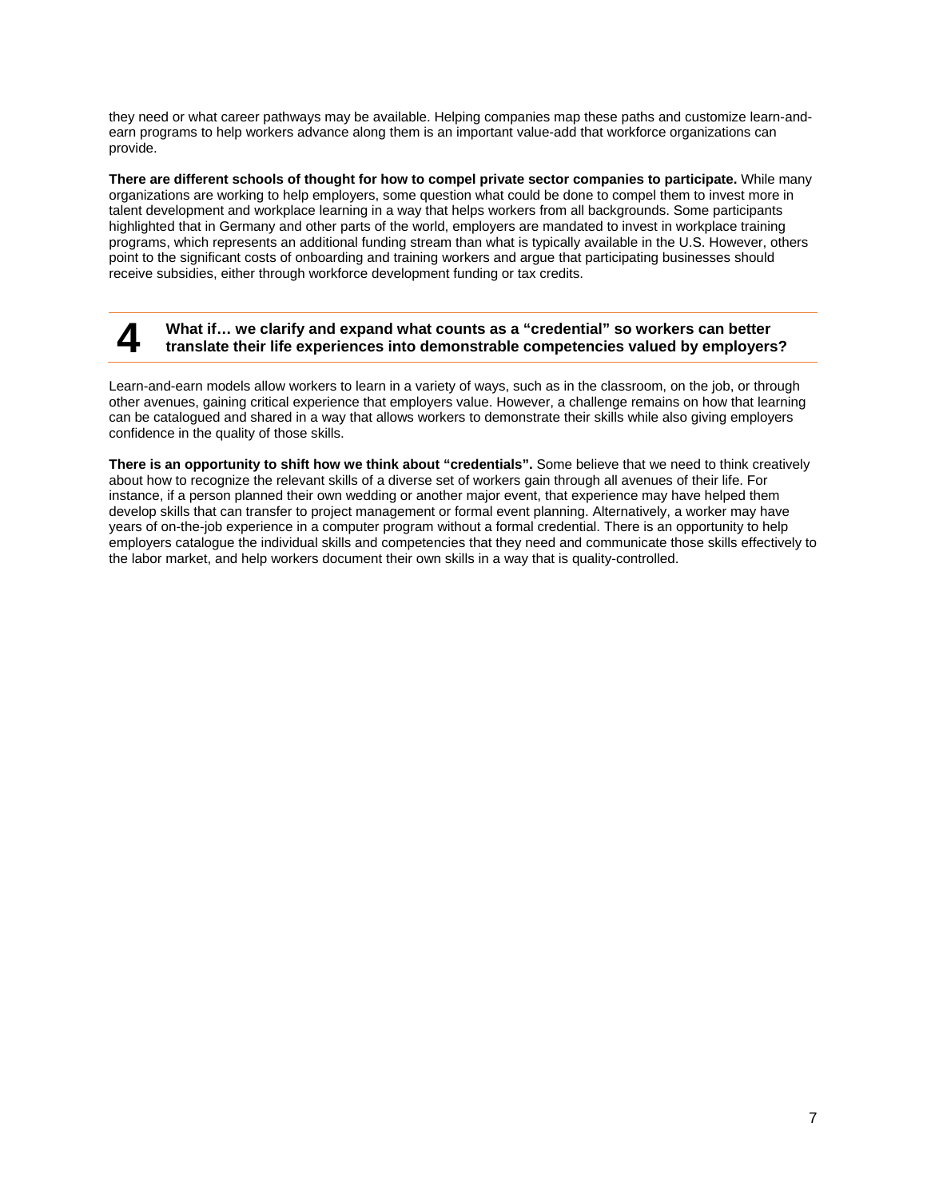they need or what career pathways may be available. Helping companies map these paths and customize learn-and-earn programs to help workers advance along them is an important value-add that workforce organizations can provide.

**There are different schools of thought for how to compel private sector companies to participate.** While many organizations are working to help employers, some question what could be done to compel them to invest more in talent development and workplace learning in a way that helps workers from all backgrounds. Some participants highlighted that in Germany and other parts of the world, employers are mandated to invest in workplace training programs, which represents an additional funding stream than what is typically available in the U.S. However, others point to the significant costs of onboarding and training workers and argue that participating businesses should receive subsidies, either through workforce development funding or tax credits.

## 4 What if… we clarify and expand what counts as a "credential" so workers can better translate their life experiences into demonstrable competencies valued by employers?

Learn-and-earn models allow workers to learn in a variety of ways, such as in the classroom, on the job, or through other avenues, gaining critical experience that employers value. However, a challenge remains on how that learning can be catalogued and shared in a way that allows workers to demonstrate their skills while also giving employers confidence in the quality of those skills.

**There is an opportunity to shift how we think about "credentials".** Some believe that we need to think creatively about how to recognize the relevant skills of a diverse set of workers gain through all avenues of their life. For instance, if a person planned their own wedding or another major event, that experience may have helped them develop skills that can transfer to project management or formal event planning. Alternatively, a worker may have years of on-the-job experience in a computer program without a formal credential. There is an opportunity to help employers catalogue the individual skills and competencies that they need and communicate those skills effectively to the labor market, and help workers document their own skills in a way that is quality-controlled.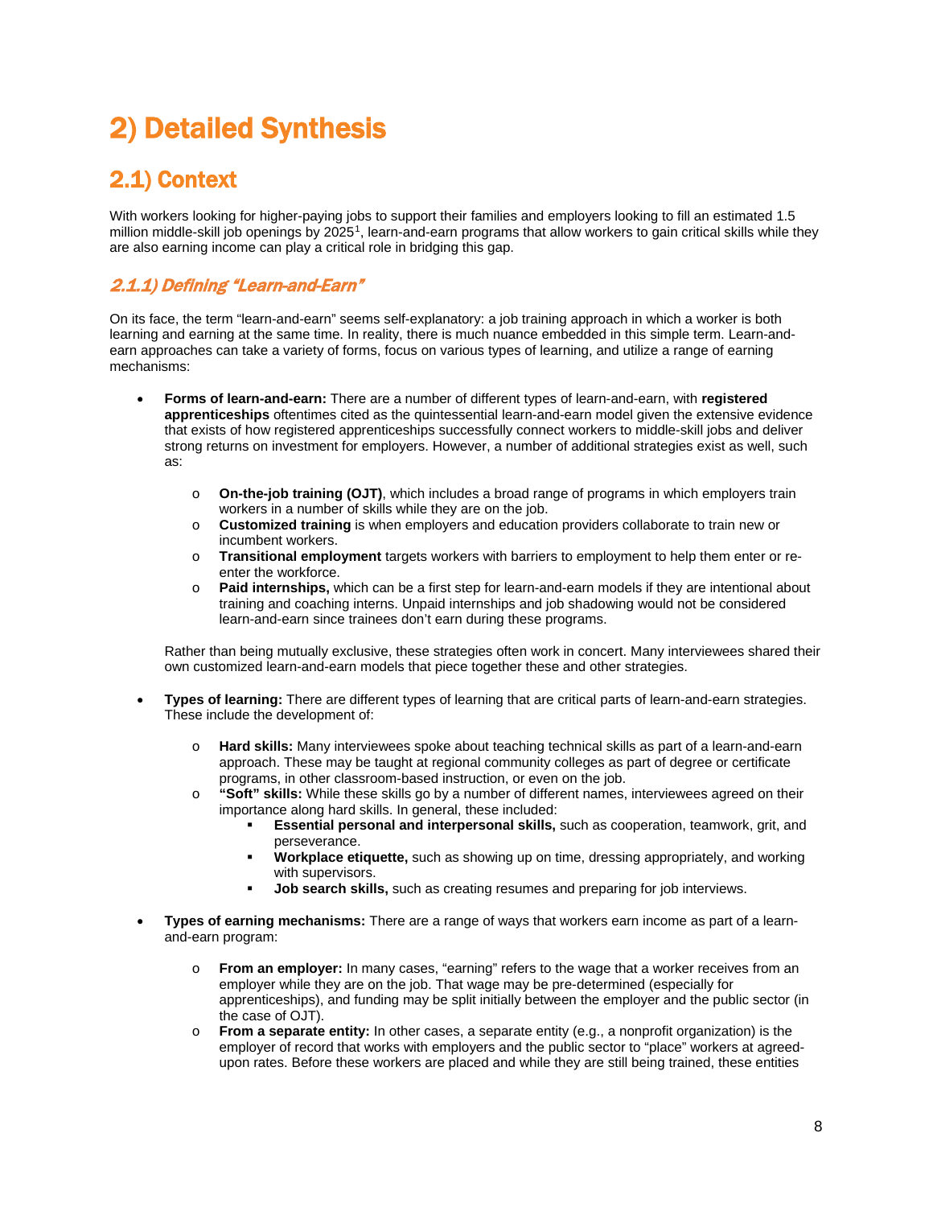# 2) Detailed Synthesis

## 2.1) Context

With workers looking for higher-paying jobs to support their families and employers looking to fill an estimated 1.5 million middle-skill job openings by 2025[1], learn-and-earn programs that allow workers to gain critical skills while they are also earning income can play a critical role in bridging this gap.

### *2.1.1) Defining "Learn-and-Earn"*

On its face, the term "learn-and-earn" seems self-explanatory: a job training approach in which a worker is both learning and earning at the same time. In reality, there is much nuance embedded in this simple term. Learn-and-earn approaches can take a variety of forms, focus on various types of learning, and utilize a range of earning mechanisms:

- **Forms of learn-and-earn:** There are a number of different types of learn-and-earn, with **registered apprenticeships** oftentimes cited as the quintessential learn-and-earn model given the extensive evidence that exists of how registered apprenticeships successfully connect workers to middle-skill jobs and deliver strong returns on investment for employers. However, a number of additional strategies exist as well, such as:
    - **On-the-job training (OJT)**, which includes a broad range of programs in which employers train workers in a number of skills while they are on the job.
    - **Customized training** is when employers and education providers collaborate to train new or incumbent workers.
    - **Transitional employment** targets workers with barriers to employment to help them enter or re-enter the workforce.
    - **Paid internships,** which can be a first step for learn-and-earn models if they are intentional about training and coaching interns. Unpaid internships and job shadowing would not be considered learn-and-earn since trainees don't earn during these programs.

  Rather than being mutually exclusive, these strategies often work in concert. Many interviewees shared their own customized learn-and-earn models that piece together these and other strategies.

- **Types of learning:** There are different types of learning that are critical parts of learn-and-earn strategies. These include the development of:
    - **Hard skills:** Many interviewees spoke about teaching technical skills as part of a learn-and-earn approach. These may be taught at regional community colleges as part of degree or certificate programs, in other classroom-based instruction, or even on the job.
    - **"Soft" skills:** While these skills go by a number of different names, interviewees agreed on their importance along hard skills. In general, these included:
        - **Essential personal and interpersonal skills,** such as cooperation, teamwork, grit, and perseverance.
        - **Workplace etiquette,** such as showing up on time, dressing appropriately, and working with supervisors.
        - **Job search skills,** such as creating resumes and preparing for job interviews.

- **Types of earning mechanisms:** There are a range of ways that workers earn income as part of a learn-and-earn program:
    - **From an employer:** In many cases, "earning" refers to the wage that a worker receives from an employer while they are on the job. That wage may be pre-determined (especially for apprenticeships), and funding may be split initially between the employer and the public sector (in the case of OJT).
    - **From a separate entity:** In other cases, a separate entity (e.g., a nonprofit organization) is the employer of record that works with employers and the public sector to "place" workers at agreed-upon rates. Before these workers are placed and while they are still being trained, these entities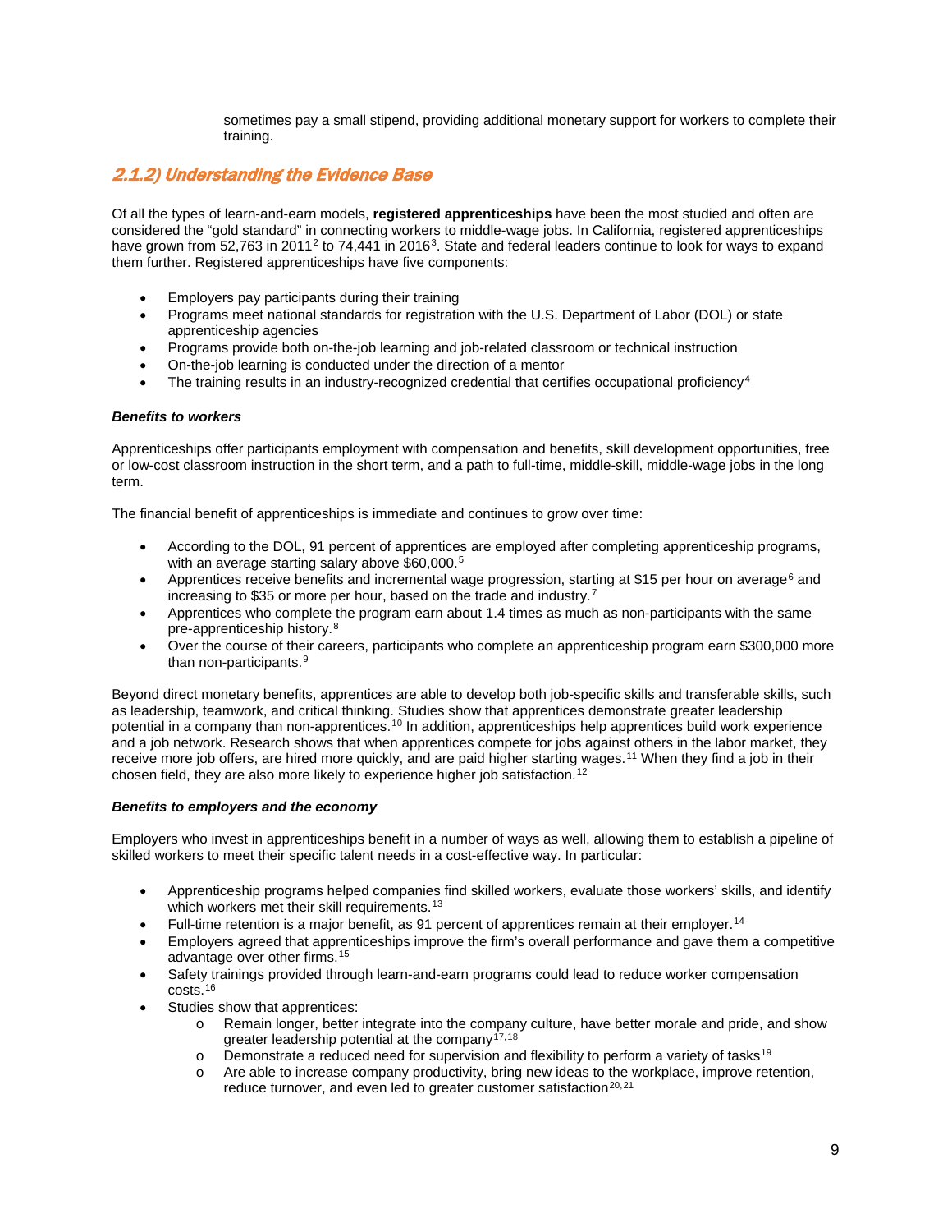sometimes pay a small stipend, providing additional monetary support for workers to complete their training.

### 2.1.2) Understanding the Evidence Base

Of all the types of learn-and-earn models, **registered apprenticeships** have been the most studied and often are considered the "gold standard" in connecting workers to middle-wage jobs. In California, registered apprenticeships have grown from 52,763 in 2011[2] to 74,441 in 2016[3]. State and federal leaders continue to look for ways to expand them further. Registered apprenticeships have five components:

- Employers pay participants during their training
- Programs meet national standards for registration with the U.S. Department of Labor (DOL) or state apprenticeship agencies
- Programs provide both on-the-job learning and job-related classroom or technical instruction
- On-the-job learning is conducted under the direction of a mentor
- The training results in an industry-recognized credential that certifies occupational proficiency[4]

***Benefits to workers***

Apprenticeships offer participants employment with compensation and benefits, skill development opportunities, free or low-cost classroom instruction in the short term, and a path to full-time, middle-skill, middle-wage jobs in the long term.

The financial benefit of apprenticeships is immediate and continues to grow over time:

- According to the DOL, 91 percent of apprentices are employed after completing apprenticeship programs, with an average starting salary above $60,000.[5]
- Apprentices receive benefits and incremental wage progression, starting at $15 per hour on average[6] and increasing to $35 or more per hour, based on the trade and industry.[7]
- Apprentices who complete the program earn about 1.4 times as much as non-participants with the same pre-apprenticeship history.[8]
- Over the course of their careers, participants who complete an apprenticeship program earn $300,000 more than non-participants.[9]

Beyond direct monetary benefits, apprentices are able to develop both job-specific skills and transferable skills, such as leadership, teamwork, and critical thinking. Studies show that apprentices demonstrate greater leadership potential in a company than non-apprentices.[10] In addition, apprenticeships help apprentices build work experience and a job network. Research shows that when apprentices compete for jobs against others in the labor market, they receive more job offers, are hired more quickly, and are paid higher starting wages.[11] When they find a job in their chosen field, they are also more likely to experience higher job satisfaction.[12]

***Benefits to employers and the economy***

Employers who invest in apprenticeships benefit in a number of ways as well, allowing them to establish a pipeline of skilled workers to meet their specific talent needs in a cost-effective way. In particular:

- Apprenticeship programs helped companies find skilled workers, evaluate those workers' skills, and identify which workers met their skill requirements.[13]
- Full-time retention is a major benefit, as 91 percent of apprentices remain at their employer.[14]
- Employers agreed that apprenticeships improve the firm's overall performance and gave them a competitive advantage over other firms.[15]
- Safety trainings provided through learn-and-earn programs could lead to reduce worker compensation costs.[16]
- Studies show that apprentices:
  - Remain longer, better integrate into the company culture, have better morale and pride, and show greater leadership potential at the company[17,18]
  - Demonstrate a reduced need for supervision and flexibility to perform a variety of tasks[19]
  - Are able to increase company productivity, bring new ideas to the workplace, improve retention, reduce turnover, and even led to greater customer satisfaction[20,21]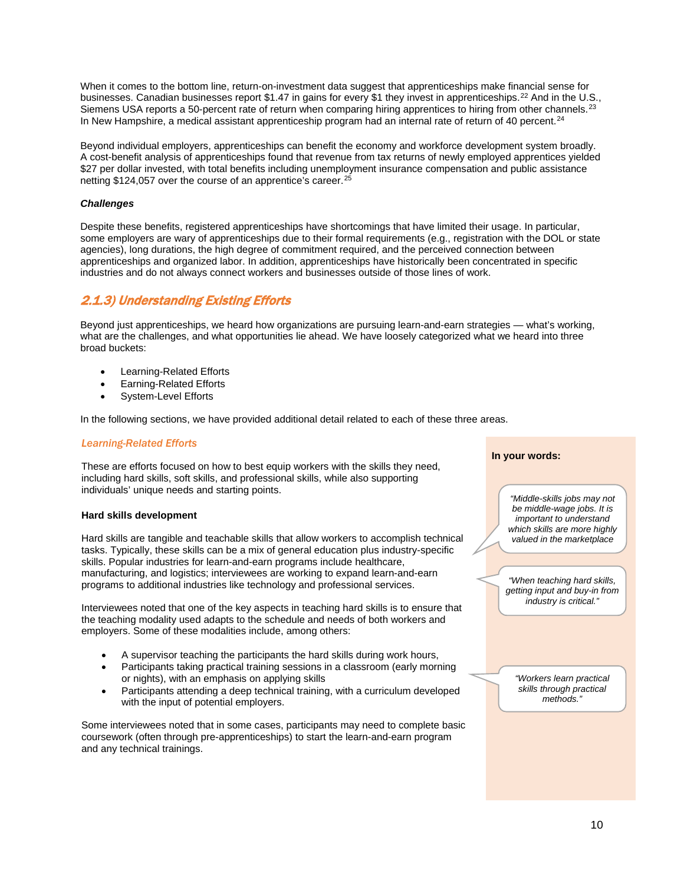When it comes to the bottom line, return-on-investment data suggest that apprenticeships make financial sense for businesses. Canadian businesses report $1.47 in gains for every $1 they invest in apprenticeships.[22] And in the U.S., Siemens USA reports a 50-percent rate of return when comparing hiring apprentices to hiring from other channels.[23] In New Hampshire, a medical assistant apprenticeship program had an internal rate of return of 40 percent.[24]

Beyond individual employers, apprenticeships can benefit the economy and workforce development system broadly. A cost-benefit analysis of apprenticeships found that revenue from tax returns of newly employed apprentices yielded $27 per dollar invested, with total benefits including unemployment insurance compensation and public assistance netting $124,057 over the course of an apprentice's career.[25]

***Challenges***

Despite these benefits, registered apprenticeships have shortcomings that have limited their usage. In particular, some employers are wary of apprenticeships due to their formal requirements (e.g., registration with the DOL or state agencies), long durations, the high degree of commitment required, and the perceived connection between apprenticeships and organized labor. In addition, apprenticeships have historically been concentrated in specific industries and do not always connect workers and businesses outside of those lines of work.

### *2.1.3) Understanding Existing Efforts*

Beyond just apprenticeships, we heard how organizations are pursuing learn-and-earn strategies — what's working, what are the challenges, and what opportunities lie ahead. We have loosely categorized what we heard into three broad buckets:

- Learning-Related Efforts
- Earning-Related Efforts
- System-Level Efforts

In the following sections, we have provided additional detail related to each of these three areas.

#### *Learning-Related Efforts*

These are efforts focused on how to best equip workers with the skills they need, including hard skills, soft skills, and professional skills, while also supporting individuals' unique needs and starting points.

**Hard skills development**

Hard skills are tangible and teachable skills that allow workers to accomplish technical tasks. Typically, these skills can be a mix of general education plus industry-specific skills. Popular industries for learn-and-earn programs include healthcare, manufacturing, and logistics; interviewees are working to expand learn-and-earn programs to additional industries like technology and professional services.

Interviewees noted that one of the key aspects in teaching hard skills is to ensure that the teaching modality used adapts to the schedule and needs of both workers and employers. Some of these modalities include, among others:

- A supervisor teaching the participants the hard skills during work hours,
- Participants taking practical training sessions in a classroom (early morning or nights), with an emphasis on applying skills
- Participants attending a deep technical training, with a curriculum developed with the input of potential employers.

Some interviewees noted that in some cases, participants may need to complete basic coursework (often through pre-apprenticeships) to start the learn-and-earn program and any technical trainings.

**In your words:**

*"Middle-skills jobs may not be middle-wage jobs. It is important to understand which skills are more highly valued in the marketplace*

*"When teaching hard skills, getting input and buy-in from industry is critical."*

*"Workers learn practical skills through practical methods."*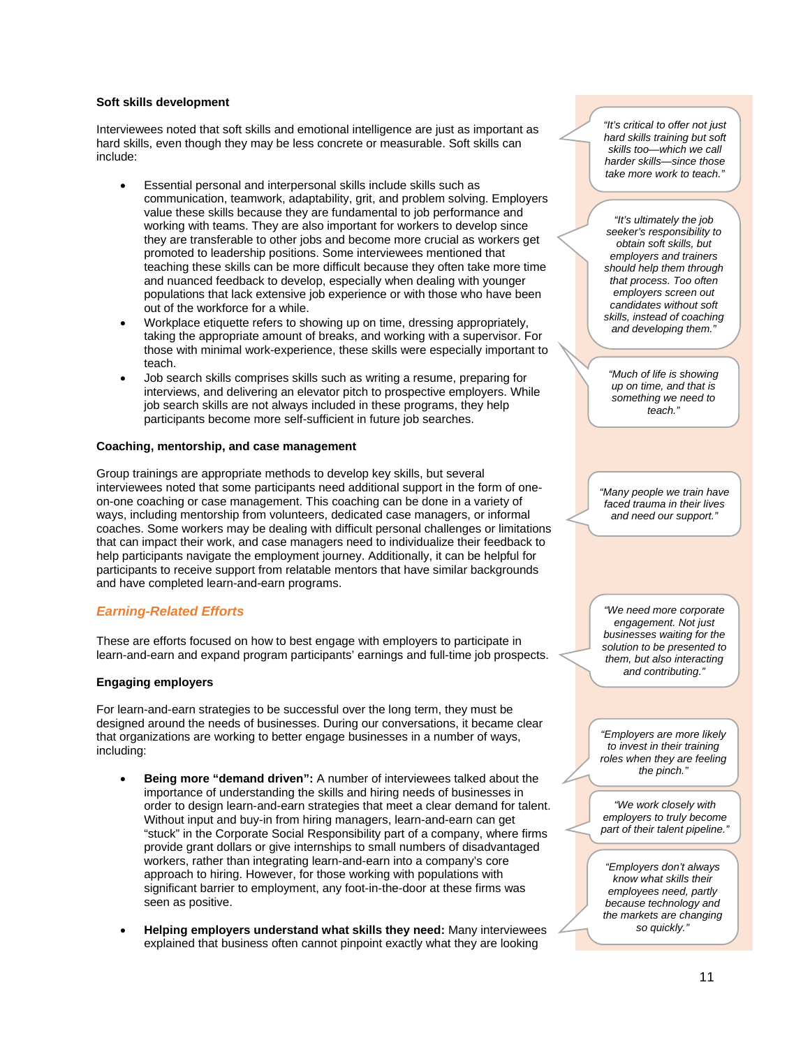### Soft skills development

Interviewees noted that soft skills and emotional intelligence are just as important as hard skills, even though they may be less concrete or measurable. Soft skills can include:

- Essential personal and interpersonal skills include skills such as communication, teamwork, adaptability, grit, and problem solving. Employers value these skills because they are fundamental to job performance and working with teams. They are also important for workers to develop since they are transferable to other jobs and become more crucial as workers get promoted to leadership positions. Some interviewees mentioned that teaching these skills can be more difficult because they often take more time and nuanced feedback to develop, especially when dealing with younger populations that lack extensive job experience or with those who have been out of the workforce for a while.
- Workplace etiquette refers to showing up on time, dressing appropriately, taking the appropriate amount of breaks, and working with a supervisor. For those with minimal work-experience, these skills were especially important to teach.
- Job search skills comprises skills such as writing a resume, preparing for interviews, and delivering an elevator pitch to prospective employers. While job search skills are not always included in these programs, they help participants become more self-sufficient in future job searches.

> *"It's critical to offer not just hard skills training but soft skills too—which we call harder skills—since those take more work to teach."*

> *"It's ultimately the job seeker's responsibility to obtain soft skills, but employers and trainers should help them through that process. Too often employers screen out candidates without soft skills, instead of coaching and developing them."*

> *"Much of life is showing up on time, and that is something we need to teach."*

### Coaching, mentorship, and case management

Group trainings are appropriate methods to develop key skills, but several interviewees noted that some participants need additional support in the form of one-on-one coaching or case management. This coaching can be done in a variety of ways, including mentorship from volunteers, dedicated case managers, or informal coaches. Some workers may be dealing with difficult personal challenges or limitations that can impact their work, and case managers need to individualize their feedback to help participants navigate the employment journey. Additionally, it can be helpful for participants to receive support from relatable mentors that have similar backgrounds and have completed learn-and-earn programs.

> *"Many people we train have faced trauma in their lives and need our support."*

## Earning-Related Efforts

These are efforts focused on how to best engage with employers to participate in learn-and-earn and expand program participants' earnings and full-time job prospects.

> *"We need more corporate engagement. Not just businesses waiting for the solution to be presented to them, but also interacting and contributing."*

### Engaging employers

For learn-and-earn strategies to be successful over the long term, they must be designed around the needs of businesses. During our conversations, it became clear that organizations are working to better engage businesses in a number of ways, including:

- **Being more "demand driven":** A number of interviewees talked about the importance of understanding the skills and hiring needs of businesses in order to design learn-and-earn strategies that meet a clear demand for talent. Without input and buy-in from hiring managers, learn-and-earn can get "stuck" in the Corporate Social Responsibility part of a company, where firms provide grant dollars or give internships to small numbers of disadvantaged workers, rather than integrating learn-and-earn into a company's core approach to hiring. However, for those working with populations with significant barrier to employment, any foot-in-the-door at these firms was seen as positive.

- **Helping employers understand what skills they need:** Many interviewees explained that business often cannot pinpoint exactly what they are looking

> *"Employers are more likely to invest in their training roles when they are feeling the pinch."*

> *"We work closely with employers to truly become part of their talent pipeline."*

> *"Employers don't always know what skills their employees need, partly because technology and the markets are changing so quickly."*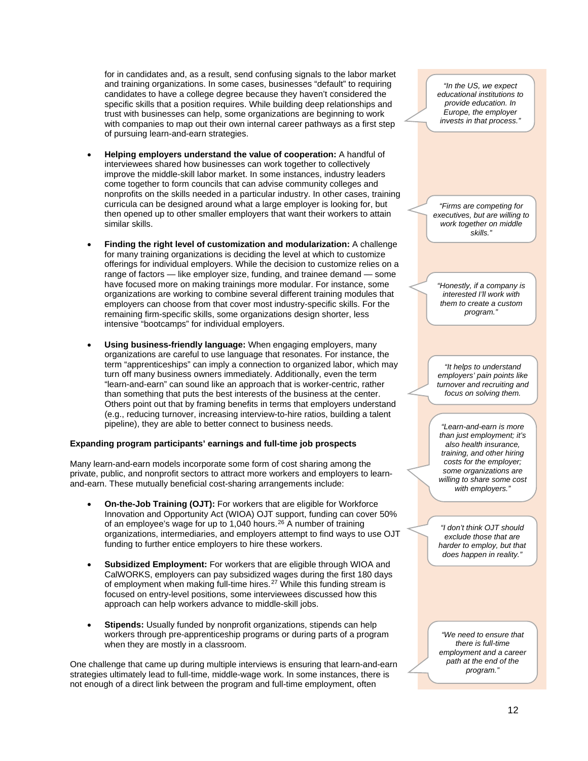for in candidates and, as a result, send confusing signals to the labor market and training organizations. In some cases, businesses "default" to requiring candidates to have a college degree because they haven't considered the specific skills that a position requires. While building deep relationships and trust with businesses can help, some organizations are beginning to work with companies to map out their own internal career pathways as a first step of pursuing learn-and-earn strategies.

> *"In the US, we expect educational institutions to provide education. In Europe, the employer invests in that process."*

- **Helping employers understand the value of cooperation:** A handful of interviewees shared how businesses can work together to collectively improve the middle-skill labor market. In some instances, industry leaders come together to form councils that can advise community colleges and nonprofits on the skills needed in a particular industry. In other cases, training curricula can be designed around what a large employer is looking for, but then opened up to other smaller employers that want their workers to attain similar skills.

> *"Firms are competing for executives, but are willing to work together on middle skills."*

- **Finding the right level of customization and modularization:** A challenge for many training organizations is deciding the level at which to customize offerings for individual employers. While the decision to customize relies on a range of factors — like employer size, funding, and trainee demand — some have focused more on making trainings more modular. For instance, some organizations are working to combine several different training modules that employers can choose from that cover most industry-specific skills. For the remaining firm-specific skills, some organizations design shorter, less intensive "bootcamps" for individual employers.

> *"Honestly, if a company is interested I'll work with them to create a custom program."*

- **Using business-friendly language:** When engaging employers, many organizations are careful to use language that resonates. For instance, the term "apprenticeships" can imply a connection to organized labor, which may turn off many business owners immediately. Additionally, even the term "learn-and-earn" can sound like an approach that is worker-centric, rather than something that puts the best interests of the business at the center. Others point out that by framing benefits in terms that employers understand (e.g., reducing turnover, increasing interview-to-hire ratios, building a talent pipeline), they are able to better connect to business needs.

> *"It helps to understand employers' pain points like turnover and recruiting and focus on solving them.*

**Expanding program participants' earnings and full-time job prospects**

Many learn-and-earn models incorporate some form of cost sharing among the private, public, and nonprofit sectors to attract more workers and employers to learn-and-earn. These mutually beneficial cost-sharing arrangements include:

> *"Learn-and-earn is more than just employment; it's also health insurance, training, and other hiring costs for the employer; some organizations are willing to share some cost with employers."*

- **On-the-Job Training (OJT):** For workers that are eligible for Workforce Innovation and Opportunity Act (WIOA) OJT support, funding can cover 50% of an employee's wage for up to 1,040 hours.[26] A number of training organizations, intermediaries, and employers attempt to find ways to use OJT funding to further entice employers to hire these workers.

> *"I don't think OJT should exclude those that are harder to employ, but that does happen in reality."*

- **Subsidized Employment:** For workers that are eligible through WIOA and CalWORKS, employers can pay subsidized wages during the first 180 days of employment when making full-time hires.[27] While this funding stream is focused on entry-level positions, some interviewees discussed how this approach can help workers advance to middle-skill jobs.
- **Stipends:** Usually funded by nonprofit organizations, stipends can help workers through pre-apprenticeship programs or during parts of a program when they are mostly in a classroom.

> *"We need to ensure that there is full-time employment and a career path at the end of the program."*

One challenge that came up during multiple interviews is ensuring that learn-and-earn strategies ultimately lead to full-time, middle-wage work. In some instances, there is not enough of a direct link between the program and full-time employment, often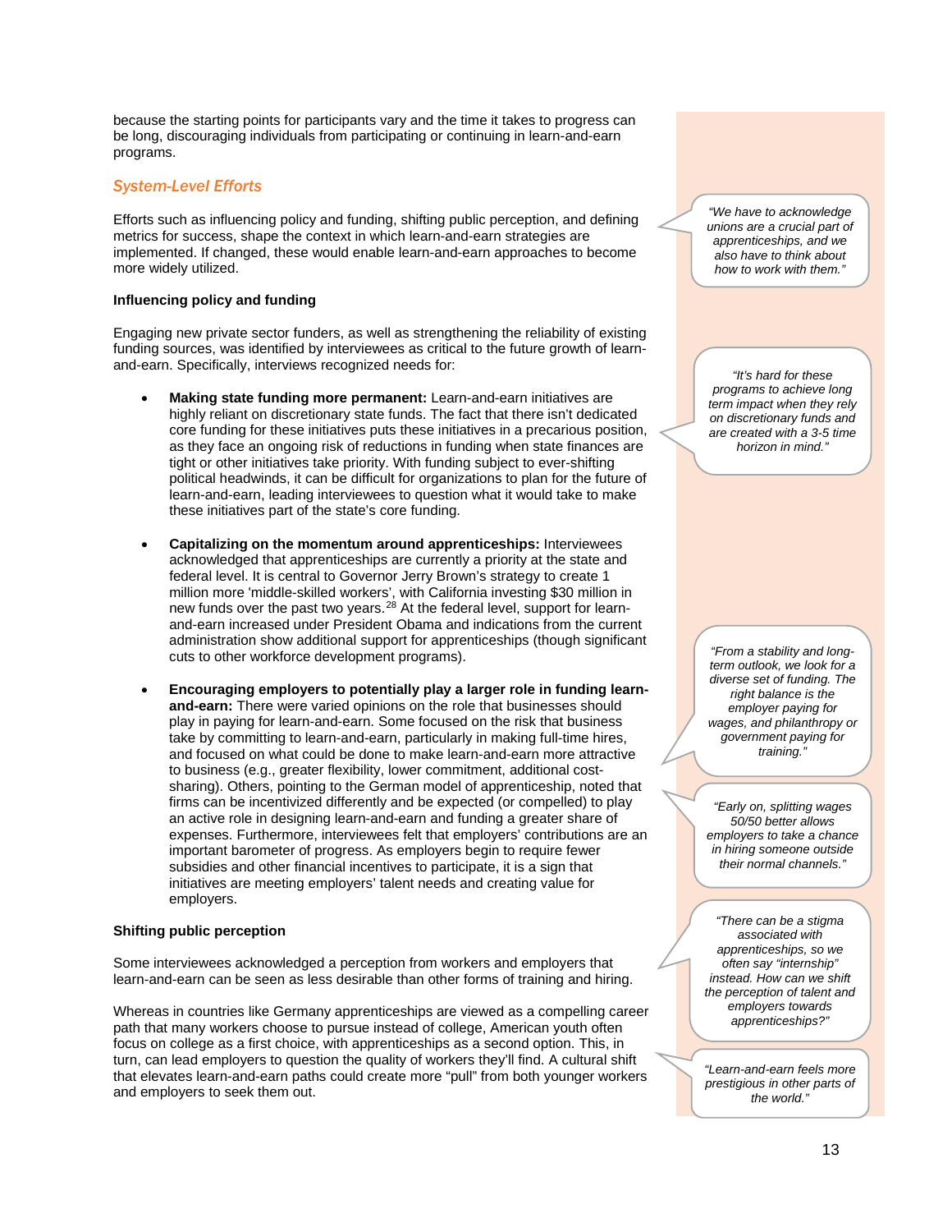because the starting points for participants vary and the time it takes to progress can be long, discouraging individuals from participating or continuing in learn-and-earn programs.

### *System-Level Efforts*

Efforts such as influencing policy and funding, shifting public perception, and defining metrics for success, shape the context in which learn-and-earn strategies are implemented. If changed, these would enable learn-and-earn approaches to become more widely utilized.

> *"We have to acknowledge unions are a crucial part of apprenticeships, and we also have to think about how to work with them."*

**Influencing policy and funding**

Engaging new private sector funders, as well as strengthening the reliability of existing funding sources, was identified by interviewees as critical to the future growth of learn-and-earn. Specifically, interviews recognized needs for:

> *"It's hard for these programs to achieve long term impact when they rely on discretionary funds and are created with a 3-5 time horizon in mind."*

- **Making state funding more permanent:** Learn-and-earn initiatives are highly reliant on discretionary state funds. The fact that there isn't dedicated core funding for these initiatives puts these initiatives in a precarious position, as they face an ongoing risk of reductions in funding when state finances are tight or other initiatives take priority. With funding subject to ever-shifting political headwinds, it can be difficult for organizations to plan for the future of learn-and-earn, leading interviewees to question what it would take to make these initiatives part of the state's core funding.

- **Capitalizing on the momentum around apprenticeships:** Interviewees acknowledged that apprenticeships are currently a priority at the state and federal level. It is central to Governor Jerry Brown's strategy to create 1 million more 'middle-skilled workers', with California investing $30 million in new funds over the past two years.[28] At the federal level, support for learn-and-earn increased under President Obama and indications from the current administration show additional support for apprenticeships (though significant cuts to other workforce development programs).

> *"From a stability and long-term outlook, we look for a diverse set of funding. The right balance is the employer paying for wages, and philanthropy or government paying for training."*

> *"Early on, splitting wages 50/50 better allows employers to take a chance in hiring someone outside their normal channels."*

- **Encouraging employers to potentially play a larger role in funding learn-and-earn:** There were varied opinions on the role that businesses should play in paying for learn-and-earn. Some focused on the risk that business take by committing to learn-and-earn, particularly in making full-time hires, and focused on what could be done to make learn-and-earn more attractive to business (e.g., greater flexibility, lower commitment, additional cost-sharing). Others, pointing to the German model of apprenticeship, noted that firms can be incentivized differently and be expected (or compelled) to play an active role in designing learn-and-earn and funding a greater share of expenses. Furthermore, interviewees felt that employers' contributions are an important barometer of progress. As employers begin to require fewer subsidies and other financial incentives to participate, it is a sign that initiatives are meeting employers' talent needs and creating value for employers.

**Shifting public perception**

> *"There can be a stigma associated with apprenticeships, so we often say "internship" instead. How can we shift the perception of talent and employers towards apprenticeships?"*

Some interviewees acknowledged a perception from workers and employers that learn-and-earn can be seen as less desirable than other forms of training and hiring.

> *"Learn-and-earn feels more prestigious in other parts of the world."*

Whereas in countries like Germany apprenticeships are viewed as a compelling career path that many workers choose to pursue instead of college, American youth often focus on college as a first choice, with apprenticeships as a second option. This, in turn, can lead employers to question the quality of workers they'll find. A cultural shift that elevates learn-and-earn paths could create more "pull" from both younger workers and employers to seek them out.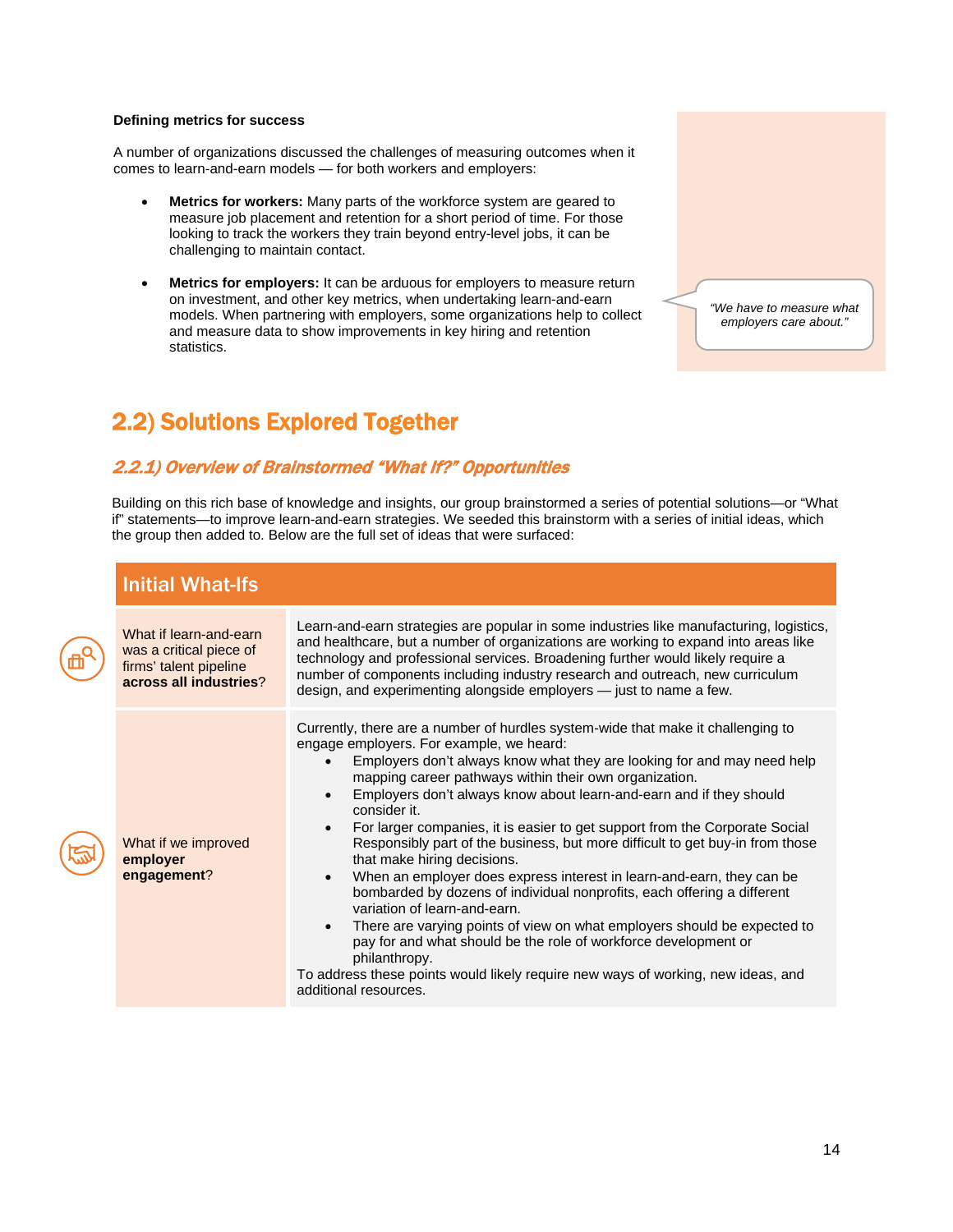**Defining metrics for success**

A number of organizations discussed the challenges of measuring outcomes when it comes to learn-and-earn models — for both workers and employers:

- **Metrics for workers:** Many parts of the workforce system are geared to measure job placement and retention for a short period of time. For those looking to track the workers they train beyond entry-level jobs, it can be challenging to maintain contact.
- **Metrics for employers:** It can be arduous for employers to measure return on investment, and other key metrics, when undertaking learn-and-earn models. When partnering with employers, some organizations help to collect and measure data to show improvements in key hiring and retention statistics.

*"We have to measure what employers care about."*

## 2.2) Solutions Explored Together

### *2.2.1) Overview of Brainstormed "What If?" Opportunities*

Building on this rich base of knowledge and insights, our group brainstormed a series of potential solutions—or "What if" statements—to improve learn-and-earn strategies. We seeded this brainstorm with a series of initial ideas, which the group then added to. Below are the full set of ideas that were surfaced:

| Initial What-Ifs | |
|---|---|
| What if learn-and-earn was a critical piece of firms' talent pipeline **across all industries**? | Learn-and-earn strategies are popular in some industries like manufacturing, logistics, and healthcare, but a number of organizations are working to expand into areas like technology and professional services. Broadening further would likely require a number of components including industry research and outreach, new curriculum design, and experimenting alongside employers — just to name a few. |
| What if we improved **employer engagement**? | Currently, there are a number of hurdles system-wide that make it challenging to engage employers. For example, we heard:<br>• Employers don't always know what they are looking for and may need help mapping career pathways within their own organization.<br>• Employers don't always know about learn-and-earn and if they should consider it.<br>• For larger companies, it is easier to get support from the Corporate Social Responsibly part of the business, but more difficult to get buy-in from those that make hiring decisions.<br>• When an employer does express interest in learn-and-earn, they can be bombarded by dozens of individual nonprofits, each offering a different variation of learn-and-earn.<br>• There are varying points of view on what employers should be expected to pay for and what should be the role of workforce development or philanthropy.<br>To address these points would likely require new ways of working, new ideas, and additional resources. |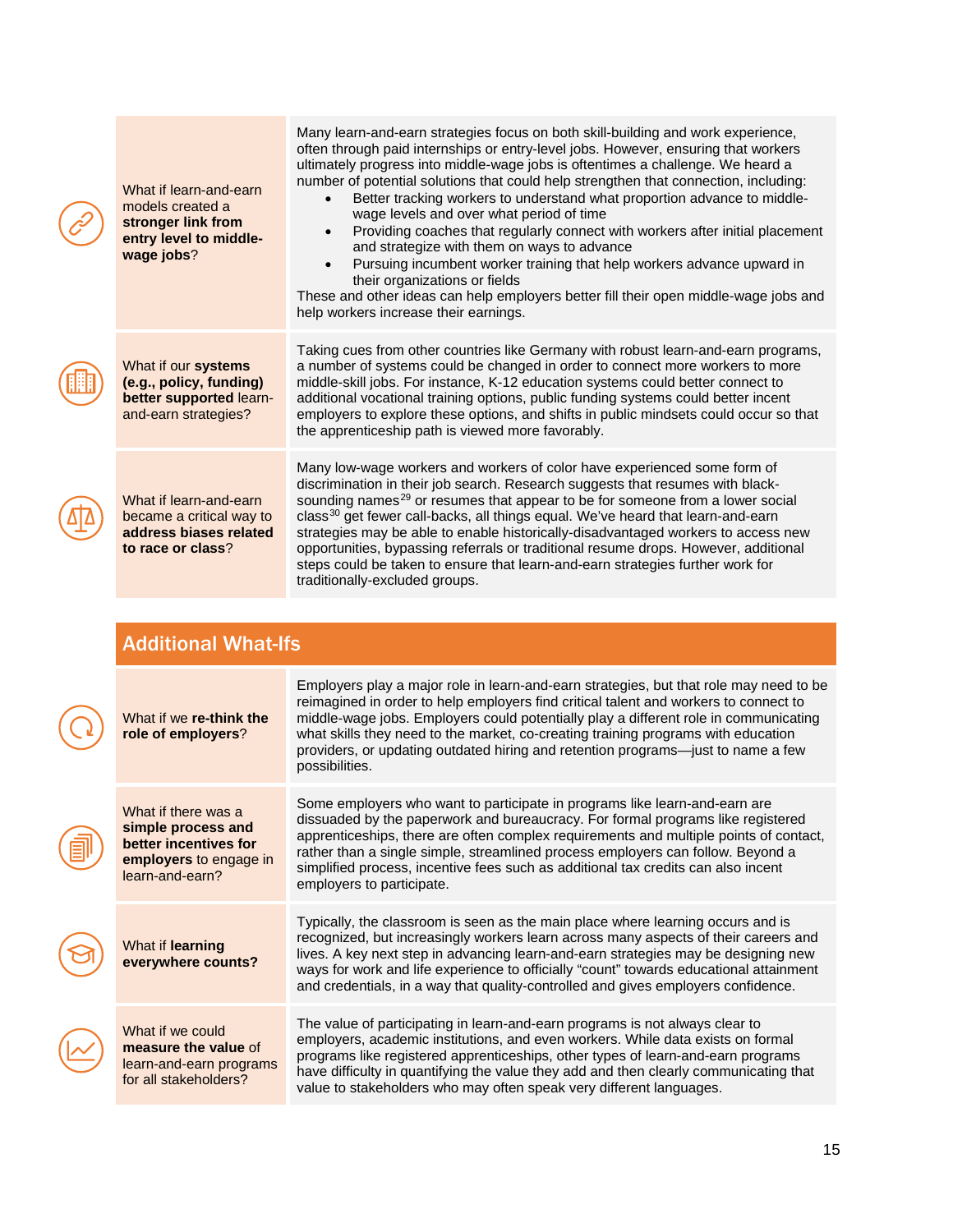| | |
|---|---|
| What if learn-and-earn models created a **stronger link from entry level to middle-wage jobs**? | Many learn-and-earn strategies focus on both skill-building and work experience, often through paid internships or entry-level jobs. However, ensuring that workers ultimately progress into middle-wage jobs is oftentimes a challenge. We heard a number of potential solutions that could help strengthen that connection, including: <br>• Better tracking workers to understand what proportion advance to middle-wage levels and over what period of time <br>• Providing coaches that regularly connect with workers after initial placement and strategize with them on ways to advance <br>• Pursuing incumbent worker training that help workers advance upward in their organizations or fields <br>These and other ideas can help employers better fill their open middle-wage jobs and help workers increase their earnings. |
| What if our **systems (e.g., policy, funding) better supported** learn-and-earn strategies? | Taking cues from other countries like Germany with robust learn-and-earn programs, a number of systems could be changed in order to connect more workers to more middle-skill jobs. For instance, K-12 education systems could better connect to additional vocational training options, public funding systems could better incent employers to explore these options, and shifts in public mindsets could occur so that the apprenticeship path is viewed more favorably. |
| What if learn-and-earn became a critical way to **address biases related to race or class**? | Many low-wage workers and workers of color have experienced some form of discrimination in their job search. Research suggests that resumes with black-sounding names[29] or resumes that appear to be for someone from a lower social class[30] get fewer call-backs, all things equal. We've heard that learn-and-earn strategies may be able to enable historically-disadvantaged workers to access new opportunities, bypassing referrals or traditional resume drops. However, additional steps could be taken to ensure that learn-and-earn strategies further work for traditionally-excluded groups. |

## Additional What-Ifs

| | |
|---|---|
| What if we **re-think the role of employers**? | Employers play a major role in learn-and-earn strategies, but that role may need to be reimagined in order to help employers find critical talent and workers to connect to middle-wage jobs. Employers could potentially play a different role in communicating what skills they need to the market, co-creating training programs with education providers, or updating outdated hiring and retention programs—just to name a few possibilities. |
| What if there was a **simple process and better incentives for employers** to engage in learn-and-earn? | Some employers who want to participate in programs like learn-and-earn are dissuaded by the paperwork and bureaucracy. For formal programs like registered apprenticeships, there are often complex requirements and multiple points of contact, rather than a single simple, streamlined process employers can follow. Beyond a simplified process, incentive fees such as additional tax credits can also incent employers to participate. |
| What if **learning everywhere counts?** | Typically, the classroom is seen as the main place where learning occurs and is recognized, but increasingly workers learn across many aspects of their careers and lives. A key next step in advancing learn-and-earn strategies may be designing new ways for work and life experience to officially "count" towards educational attainment and credentials, in a way that quality-controlled and gives employers confidence. |
| What if we could **measure the value** of learn-and-earn programs for all stakeholders? | The value of participating in learn-and-earn programs is not always clear to employers, academic institutions, and even workers. While data exists on formal programs like registered apprenticeships, other types of learn-and-earn programs have difficulty in quantifying the value they add and then clearly communicating that value to stakeholders who may often speak very different languages. |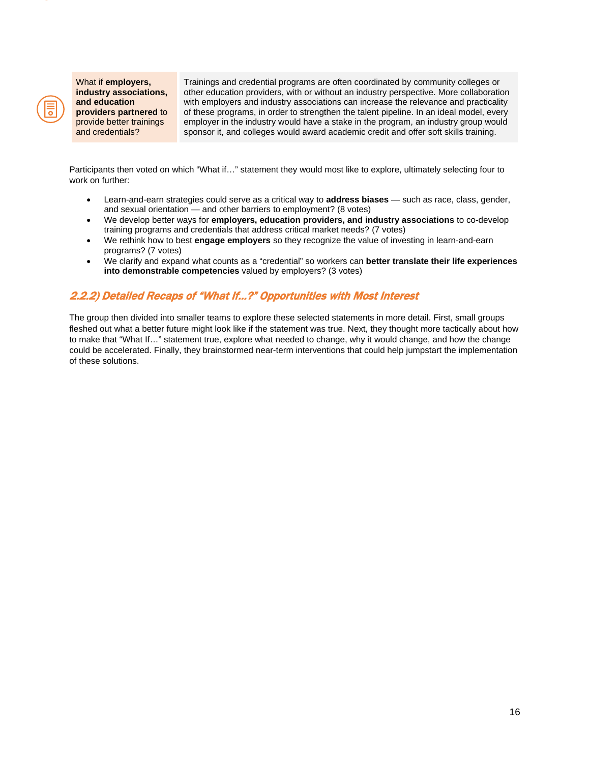| What if **employers, industry associations, and education providers partnered** to provide better trainings and credentials? | Trainings and credential programs are often coordinated by community colleges or other education providers, with or without an industry perspective. More collaboration with employers and industry associations can increase the relevance and practicality of these programs, in order to strengthen the talent pipeline. In an ideal model, every employer in the industry would have a stake in the program, an industry group would sponsor it, and colleges would award academic credit and offer soft skills training. |
| --- | --- |

Participants then voted on which "What if…" statement they would most like to explore, ultimately selecting four to work on further:

- Learn-and-earn strategies could serve as a critical way to **address biases** — such as race, class, gender, and sexual orientation — and other barriers to employment? (8 votes)
- We develop better ways for **employers, education providers, and industry associations** to co-develop training programs and credentials that address critical market needs? (7 votes)
- We rethink how to best **engage employers** so they recognize the value of investing in learn-and-earn programs? (7 votes)
- We clarify and expand what counts as a "credential" so workers can **better translate their life experiences into demonstrable competencies** valued by employers? (3 votes)

### *2.2.2) Detailed Recaps of "What If…?" Opportunities with Most Interest*

The group then divided into smaller teams to explore these selected statements in more detail. First, small groups fleshed out what a better future might look like if the statement was true. Next, they thought more tactically about how to make that "What If…" statement true, explore what needed to change, why it would change, and how the change could be accelerated. Finally, they brainstormed near-term interventions that could help jumpstart the implementation of these solutions.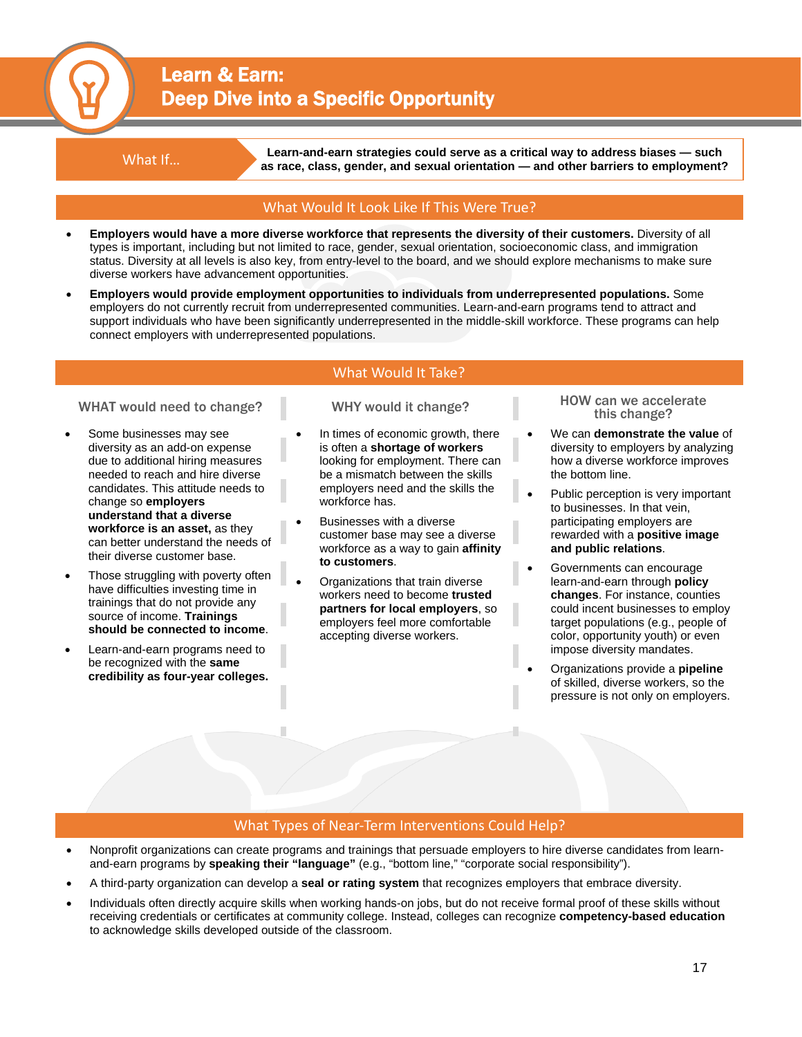# Learn & Earn: Deep Dive into a Specific Opportunity

**What If…** Learn-and-earn strategies could serve as a critical way to address biases — such as race, class, gender, and sexual orientation — and other barriers to employment?

## What Would It Look Like If This Were True?

- **Employers would have a more diverse workforce that represents the diversity of their customers.** Diversity of all types is important, including but not limited to race, gender, sexual orientation, socioeconomic class, and immigration status. Diversity at all levels is also key, from entry-level to the board, and we should explore mechanisms to make sure diverse workers have advancement opportunities.
- **Employers would provide employment opportunities to individuals from underrepresented populations.** Some employers do not currently recruit from underrepresented communities. Learn-and-earn programs tend to attract and support individuals who have been significantly underrepresented in the middle-skill workforce. These programs can help connect employers with underrepresented populations.

## What Would It Take?

### WHAT would need to change?

- Some businesses may see diversity as an add-on expense due to additional hiring measures needed to reach and hire diverse candidates. This attitude needs to change so **employers understand that a diverse workforce is an asset,** as they can better understand the needs of their diverse customer base.
- Those struggling with poverty often have difficulties investing time in trainings that do not provide any source of income. **Trainings should be connected to income**.
- Learn-and-earn programs need to be recognized with the **same credibility as four-year colleges.**

### WHY would it change?

- In times of economic growth, there is often a **shortage of workers** looking for employment. There can be a mismatch between the skills employers need and the skills the workforce has.
- Businesses with a diverse customer base may see a diverse workforce as a way to gain **affinity to customers**.
- Organizations that train diverse workers need to become **trusted partners for local employers**, so employers feel more comfortable accepting diverse workers.

### HOW can we accelerate this change?

- We can **demonstrate the value** of diversity to employers by analyzing how a diverse workforce improves the bottom line.
- Public perception is very important to businesses. In that vein, participating employers are rewarded with a **positive image and public relations**.
- Governments can encourage learn-and-earn through **policy changes**. For instance, counties could incent businesses to employ target populations (e.g., people of color, opportunity youth) or even impose diversity mandates.
- Organizations provide a **pipeline** of skilled, diverse workers, so the pressure is not only on employers.

## What Types of Near-Term Interventions Could Help?

- Nonprofit organizations can create programs and trainings that persuade employers to hire diverse candidates from learn-and-earn programs by **speaking their "language"** (e.g., "bottom line," "corporate social responsibility").
- A third-party organization can develop a **seal or rating system** that recognizes employers that embrace diversity.
- Individuals often directly acquire skills when working hands-on jobs, but do not receive formal proof of these skills without receiving credentials or certificates at community college. Instead, colleges can recognize **competency-based education** to acknowledge skills developed outside of the classroom.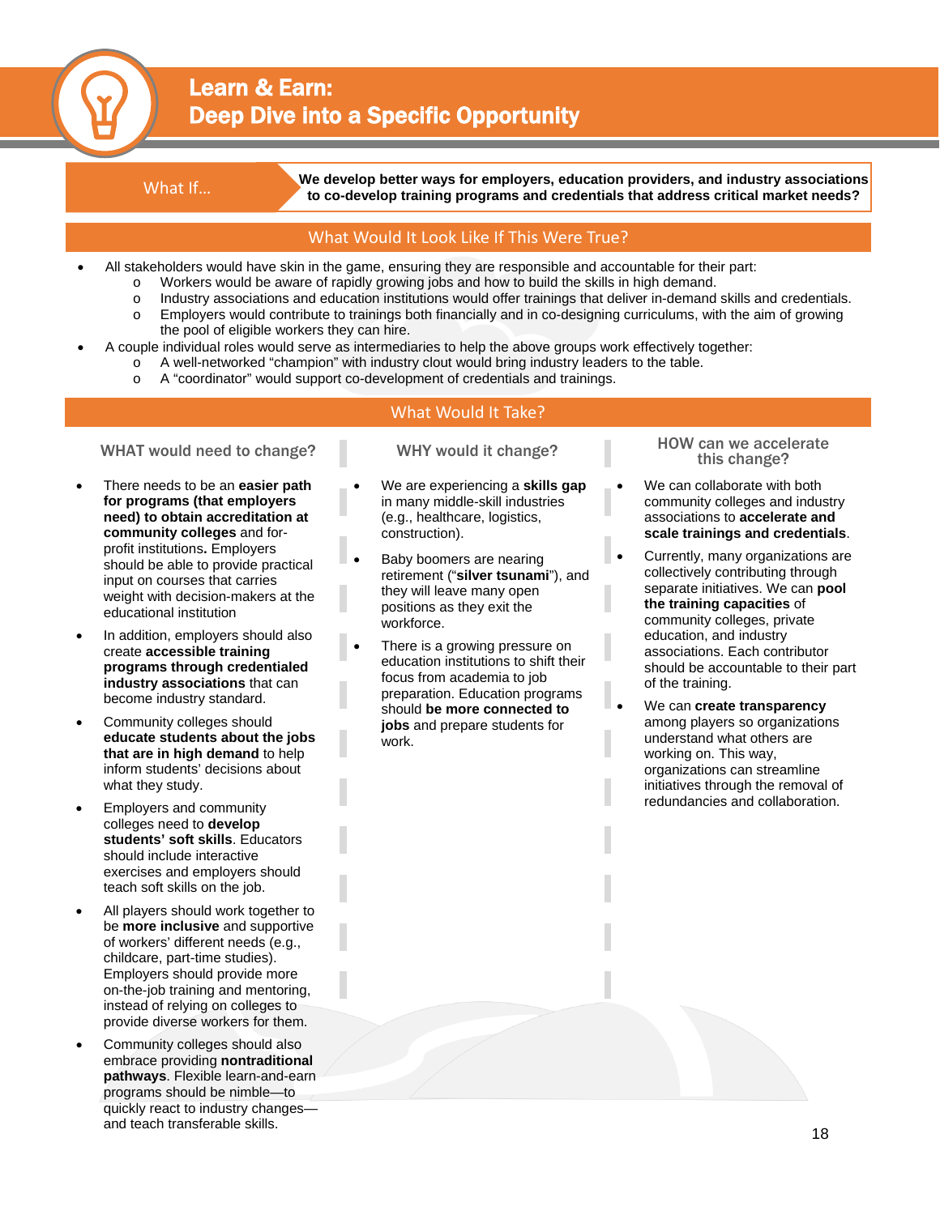# Learn & Earn: Deep Dive into a Specific Opportunity

**What If…**

**We develop better ways for employers, education providers, and industry associations to co-develop training programs and credentials that address critical market needs?**

## What Would It Look Like If This Were True?

- All stakeholders would have skin in the game, ensuring they are responsible and accountable for their part:
  - Workers would be aware of rapidly growing jobs and how to build the skills in high demand.
  - Industry associations and education institutions would offer trainings that deliver in-demand skills and credentials.
  - Employers would contribute to trainings both financially and in co-designing curriculums, with the aim of growing the pool of eligible workers they can hire.
- A couple individual roles would serve as intermediaries to help the above groups work effectively together:
  - A well-networked "champion" with industry clout would bring industry leaders to the table.
  - A "coordinator" would support co-development of credentials and trainings.

## What Would It Take?

### WHAT would need to change?

- There needs to be an **easier path for programs (that employers need) to obtain accreditation at community colleges** and for-profit institutions**.** Employers should be able to provide practical input on courses that carries weight with decision-makers at the educational institution
- In addition, employers should also create **accessible training programs through credentialed industry associations** that can become industry standard.
- Community colleges should **educate students about the jobs that are in high demand** to help inform students' decisions about what they study.
- Employers and community colleges need to **develop students' soft skills**. Educators should include interactive exercises and employers should teach soft skills on the job.
- All players should work together to be **more inclusive** and supportive of workers' different needs (e.g., childcare, part-time studies). Employers should provide more on-the-job training and mentoring, instead of relying on colleges to provide diverse workers for them.
- Community colleges should also embrace providing **nontraditional pathways**. Flexible learn-and-earn programs should be nimble—to quickly react to industry changes—and teach transferable skills.

### WHY would it change?

- We are experiencing a **skills gap** in many middle-skill industries (e.g., healthcare, logistics, construction).
- Baby boomers are nearing retirement ("**silver tsunami**"), and they will leave many open positions as they exit the workforce.
- There is a growing pressure on education institutions to shift their focus from academia to job preparation. Education programs should **be more connected to jobs** and prepare students for work.

### HOW can we accelerate this change?

- We can collaborate with both community colleges and industry associations to **accelerate and scale trainings and credentials**.
- Currently, many organizations are collectively contributing through separate initiatives. We can **pool the training capacities** of community colleges, private education, and industry associations. Each contributor should be accountable to their part of the training.
- We can **create transparency** among players so organizations understand what others are working on. This way, organizations can streamline initiatives through the removal of redundancies and collaboration.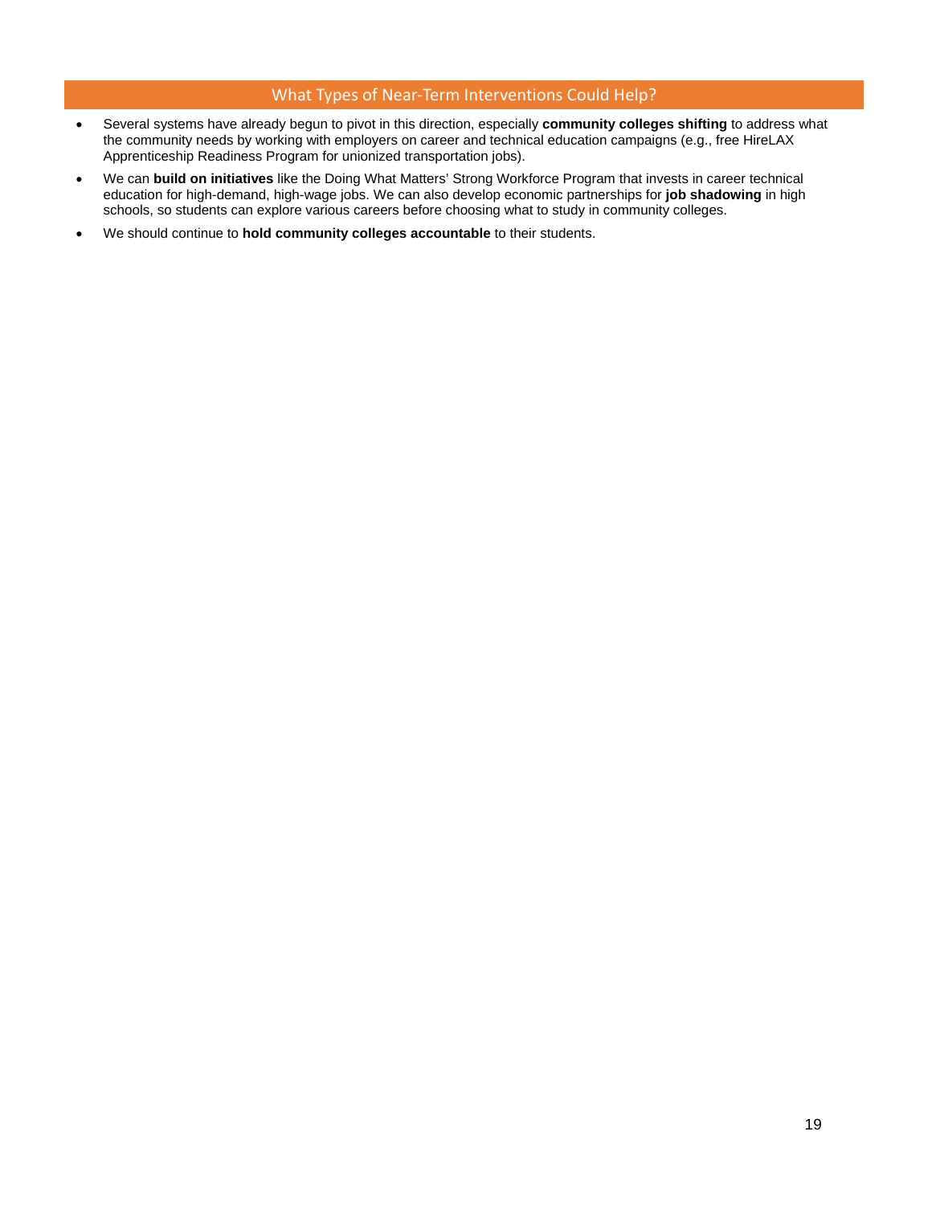## What Types of Near-Term Interventions Could Help?

- Several systems have already begun to pivot in this direction, especially **community colleges shifting** to address what the community needs by working with employers on career and technical education campaigns (e.g., free HireLAX Apprenticeship Readiness Program for unionized transportation jobs).
- We can **build on initiatives** like the Doing What Matters' Strong Workforce Program that invests in career technical education for high-demand, high-wage jobs. We can also develop economic partnerships for **job shadowing** in high schools, so students can explore various careers before choosing what to study in community colleges.
- We should continue to **hold community colleges accountable** to their students.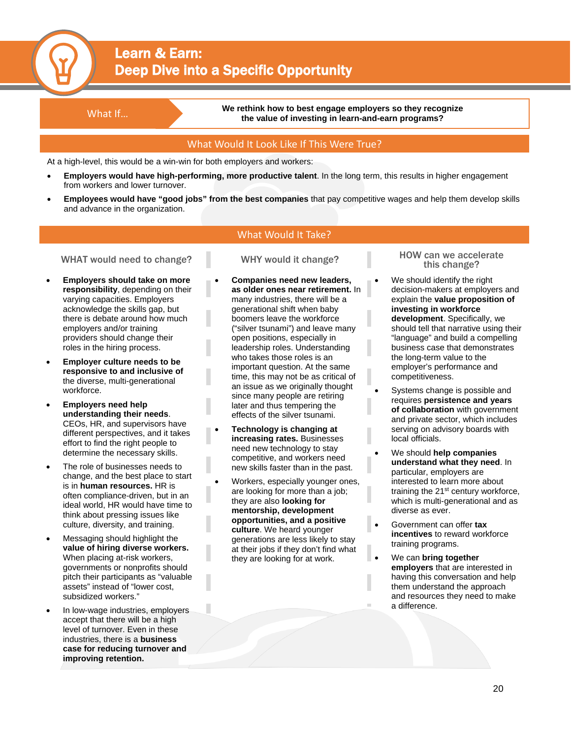# Learn & Earn: Deep Dive into a Specific Opportunity

**What If...**

**We rethink how to best engage employers so they recognize the value of investing in learn-and-earn programs?**

## What Would It Look Like If This Were True?

At a high-level, this would be a win-win for both employers and workers:

- **Employers would have high-performing, more productive talent**. In the long term, this results in higher engagement from workers and lower turnover.
- **Employees would have "good jobs" from the best companies** that pay competitive wages and help them develop skills and advance in the organization.

## What Would It Take?

### WHAT would need to change?

- **Employers should take on more responsibility**, depending on their varying capacities. Employers acknowledge the skills gap, but there is debate around how much employers and/or training providers should change their roles in the hiring process.
- **Employer culture needs to be responsive to and inclusive of** the diverse, multi-generational workforce.
- **Employers need help understanding their needs**. CEOs, HR, and supervisors have different perspectives, and it takes effort to find the right people to determine the necessary skills.
- The role of businesses needs to change, and the best place to start is in **human resources.** HR is often compliance-driven, but in an ideal world, HR would have time to think about pressing issues like culture, diversity, and training.
- Messaging should highlight the **value of hiring diverse workers.** When placing at-risk workers, governments or nonprofits should pitch their participants as "valuable assets" instead of "lower cost, subsidized workers."
- In low-wage industries, employers accept that there will be a high level of turnover. Even in these industries, there is a **business case for reducing turnover and improving retention.**

### WHY would it change?

- **Companies need new leaders, as older ones near retirement.** In many industries, there will be a generational shift when baby boomers leave the workforce ("silver tsunami") and leave many open positions, especially in leadership roles. Understanding who takes those roles is an important question. At the same time, this may not be as critical of an issue as we originally thought since many people are retiring later and thus tempering the effects of the silver tsunami.
- **Technology is changing at increasing rates.** Businesses need new technology to stay competitive, and workers need new skills faster than in the past.
- Workers, especially younger ones, are looking for more than a job; they are also **looking for mentorship, development opportunities, and a positive culture**. We heard younger generations are less likely to stay at their jobs if they don't find what they are looking for at work.

### HOW can we accelerate this change?

- We should identify the right decision-makers at employers and explain the **value proposition of investing in workforce development**. Specifically, we should tell that narrative using their "language" and build a compelling business case that demonstrates the long-term value to the employer's performance and competitiveness.
- Systems change is possible and requires **persistence and years of collaboration** with government and private sector, which includes serving on advisory boards with local officials.
- We should **help companies understand what they need**. In particular, employers are interested to learn more about training the 21st century workforce, which is multi-generational and as diverse as ever.
- Government can offer **tax incentives** to reward workforce training programs.
- We can **bring together employers** that are interested in having this conversation and help them understand the approach and resources they need to make a difference.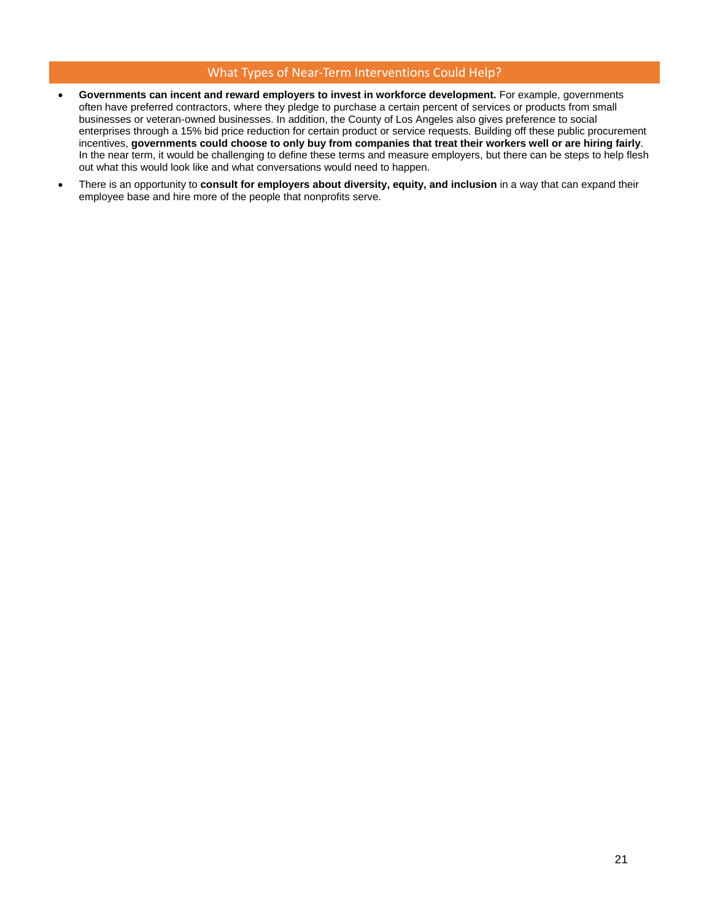## What Types of Near-Term Interventions Could Help?

- **Governments can incent and reward employers to invest in workforce development.** For example, governments often have preferred contractors, where they pledge to purchase a certain percent of services or products from small businesses or veteran-owned businesses. In addition, the County of Los Angeles also gives preference to social enterprises through a 15% bid price reduction for certain product or service requests. Building off these public procurement incentives, **governments could choose to only buy from companies that treat their workers well or are hiring fairly**. In the near term, it would be challenging to define these terms and measure employers, but there can be steps to help flesh out what this would look like and what conversations would need to happen.
- There is an opportunity to **consult for employers about diversity, equity, and inclusion** in a way that can expand their employee base and hire more of the people that nonprofits serve.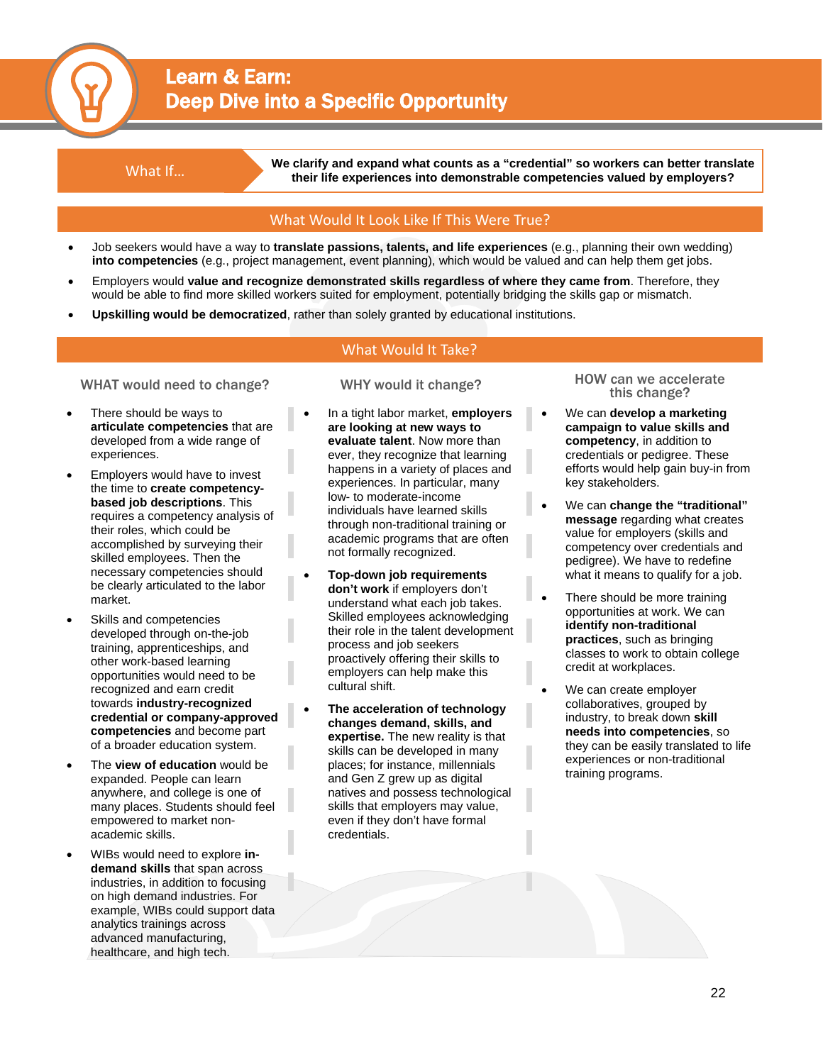# Learn & Earn: Deep Dive into a Specific Opportunity

**What If…**

**We clarify and expand what counts as a "credential" so workers can better translate their life experiences into demonstrable competencies valued by employers?**

## What Would It Look Like If This Were True?

- Job seekers would have a way to **translate passions, talents, and life experiences** (e.g., planning their own wedding) **into competencies** (e.g., project management, event planning), which would be valued and can help them get jobs.
- Employers would **value and recognize demonstrated skills regardless of where they came from**. Therefore, they would be able to find more skilled workers suited for employment, potentially bridging the skills gap or mismatch.
- **Upskilling would be democratized**, rather than solely granted by educational institutions.

## What Would It Take?

### WHAT would need to change?

- There should be ways to **articulate competencies** that are developed from a wide range of experiences.
- Employers would have to invest the time to **create competency-based job descriptions**. This requires a competency analysis of their roles, which could be accomplished by surveying their skilled employees. Then the necessary competencies should be clearly articulated to the labor market.
- Skills and competencies developed through on-the-job training, apprenticeships, and other work-based learning opportunities would need to be recognized and earn credit towards **industry-recognized credential or company-approved competencies** and become part of a broader education system.
- The **view of education** would be expanded. People can learn anywhere, and college is one of many places. Students should feel empowered to market non-academic skills.
- WIBs would need to explore **in-demand skills** that span across industries, in addition to focusing on high demand industries. For example, WIBs could support data analytics trainings across advanced manufacturing, healthcare, and high tech.

### WHY would it change?

- In a tight labor market, **employers are looking at new ways to evaluate talent**. Now more than ever, they recognize that learning happens in a variety of places and experiences. In particular, many low- to moderate-income individuals have learned skills through non-traditional training or academic programs that are often not formally recognized.
- **Top-down job requirements don't work** if employers don't understand what each job takes. Skilled employees acknowledging their role in the talent development process and job seekers proactively offering their skills to employers can help make this cultural shift.
- **The acceleration of technology changes demand, skills, and expertise.** The new reality is that skills can be developed in many places; for instance, millennials and Gen Z grew up as digital natives and possess technological skills that employers may value, even if they don't have formal credentials.

### HOW can we accelerate this change?

- We can **develop a marketing campaign to value skills and competency**, in addition to credentials or pedigree. These efforts would help gain buy-in from key stakeholders.
- We can **change the "traditional" message** regarding what creates value for employers (skills and competency over credentials and pedigree). We have to redefine what it means to qualify for a job.
- There should be more training opportunities at work. We can **identify non-traditional practices**, such as bringing classes to work to obtain college credit at workplaces.
- We can create employer collaboratives, grouped by industry, to break down **skill needs into competencies**, so they can be easily translated to life experiences or non-traditional training programs.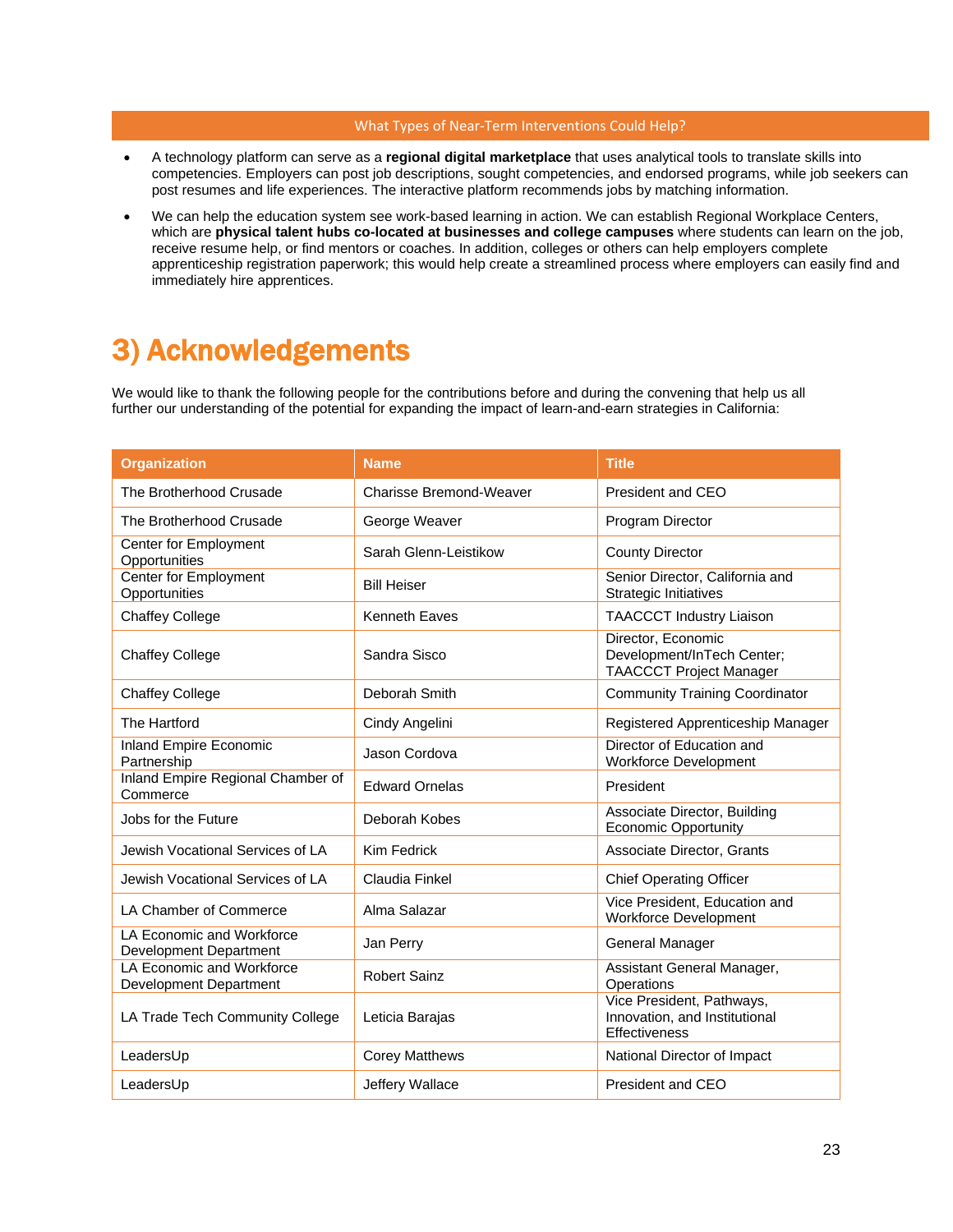What Types of Near-Term Interventions Could Help?

- A technology platform can serve as a **regional digital marketplace** that uses analytical tools to translate skills into competencies. Employers can post job descriptions, sought competencies, and endorsed programs, while job seekers can post resumes and life experiences. The interactive platform recommends jobs by matching information.
- We can help the education system see work-based learning in action. We can establish Regional Workplace Centers, which are **physical talent hubs co-located at businesses and college campuses** where students can learn on the job, receive resume help, or find mentors or coaches. In addition, colleges or others can help employers complete apprenticeship registration paperwork; this would help create a streamlined process where employers can easily find and immediately hire apprentices.

# 3) Acknowledgements

We would like to thank the following people for the contributions before and during the convening that help us all further our understanding of the potential for expanding the impact of learn-and-earn strategies in California:

| Organization | Name | Title |
|---|---|---|
| The Brotherhood Crusade | Charisse Bremond-Weaver | President and CEO |
| The Brotherhood Crusade | George Weaver | Program Director |
| Center for Employment Opportunities | Sarah Glenn-Leistikow | County Director |
| Center for Employment Opportunities | Bill Heiser | Senior Director, California and Strategic Initiatives |
| Chaffey College | Kenneth Eaves | TAACCCT Industry Liaison |
| Chaffey College | Sandra Sisco | Director, Economic Development/InTech Center; TAACCCT Project Manager |
| Chaffey College | Deborah Smith | Community Training Coordinator |
| The Hartford | Cindy Angelini | Registered Apprenticeship Manager |
| Inland Empire Economic Partnership | Jason Cordova | Director of Education and Workforce Development |
| Inland Empire Regional Chamber of Commerce | Edward Ornelas | President |
| Jobs for the Future | Deborah Kobes | Associate Director, Building Economic Opportunity |
| Jewish Vocational Services of LA | Kim Fedrick | Associate Director, Grants |
| Jewish Vocational Services of LA | Claudia Finkel | Chief Operating Officer |
| LA Chamber of Commerce | Alma Salazar | Vice President, Education and Workforce Development |
| LA Economic and Workforce Development Department | Jan Perry | General Manager |
| LA Economic and Workforce Development Department | Robert Sainz | Assistant General Manager, Operations |
| LA Trade Tech Community College | Leticia Barajas | Vice President, Pathways, Innovation, and Institutional Effectiveness |
| LeadersUp | Corey Matthews | National Director of Impact |
| LeadersUp | Jeffery Wallace | President and CEO |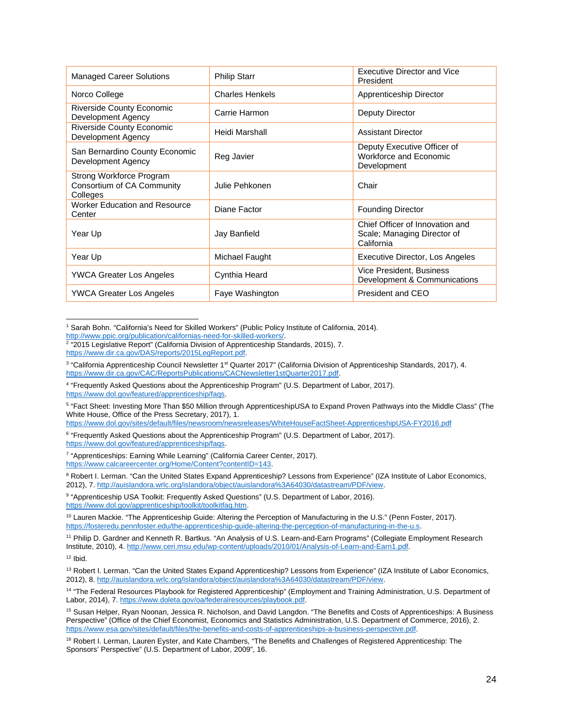| Managed Career Solutions | Philip Starr | Executive Director and Vice President |
|---|---|---|
| Norco College | Charles Henkels | Apprenticeship Director |
| Riverside County Economic Development Agency | Carrie Harmon | Deputy Director |
| Riverside County Economic Development Agency | Heidi Marshall | Assistant Director |
| San Bernardino County Economic Development Agency | Reg Javier | Deputy Executive Officer of Workforce and Economic Development |
| Strong Workforce Program Consortium of CA Community Colleges | Julie Pehkonen | Chair |
| Worker Education and Resource Center | Diane Factor | Founding Director |
| Year Up | Jay Banfield | Chief Officer of Innovation and Scale; Managing Director of California |
| Year Up | Michael Faught | Executive Director, Los Angeles |
| YWCA Greater Los Angeles | Cynthia Heard | Vice President, Business Development & Communications |
| YWCA Greater Los Angeles | Faye Washington | President and CEO |

---

[1] Sarah Bohn. "California's Need for Skilled Workers" (Public Policy Institute of California, 2014). http://www.ppic.org/publication/californias-need-for-skilled-workers/.

[2] "2015 Legislative Report" (California Division of Apprenticeship Standards, 2015), 7. https://www.dir.ca.gov/DAS/reports/2015LegReport.pdf.

[3] "California Apprenticeship Council Newsletter 1st Quarter 2017" (California Division of Apprenticeship Standards, 2017), 4. https://www.dir.ca.gov/CAC/ReportsPublications/CACNewsletter1stQuarter2017.pdf.

[4] "Frequently Asked Questions about the Apprenticeship Program" (U.S. Department of Labor, 2017). https://www.dol.gov/featured/apprenticeship/faqs.

[5] "Fact Sheet: Investing More Than $50 Million through ApprenticeshipUSA to Expand Proven Pathways into the Middle Class" (The White House, Office of the Press Secretary, 2017), 1. https://www.dol.gov/sites/default/files/newsroom/newsreleases/WhiteHouseFactSheet-ApprenticeshipUSA-FY2016.pdf

[6] "Frequently Asked Questions about the Apprenticeship Program" (U.S. Department of Labor, 2017). https://www.dol.gov/featured/apprenticeship/faqs.

[7] "Apprenticeships: Earning While Learning" (California Career Center, 2017). https://www.calcareercenter.org/Home/Content?contentID=143.

[8] Robert I. Lerman. "Can the United States Expand Apprenticeship? Lessons from Experience" (IZA Institute of Labor Economics, 2012), 7. http://auislandora.wrlc.org/islandora/object/auislandora%3A64030/datastream/PDF/view.

[9] "Apprenticeship USA Toolkit: Frequently Asked Questions" (U.S. Department of Labor, 2016). https://www.dol.gov/apprenticeship/toolkit/toolkitfaq.htm.

[10] Lauren Mackie. "The Apprenticeship Guide: Altering the Perception of Manufacturing in the U.S." (Penn Foster, 2017). https://fosteredu.pennfoster.edu/the-apprenticeship-guide-altering-the-perception-of-manufacturing-in-the-u.s.

[11] Philip D. Gardner and Kenneth R. Bartkus. "An Analysis of U.S. Learn-and-Earn Programs" (Collegiate Employment Research Institute, 2010), 4. http://www.ceri.msu.edu/wp-content/uploads/2010/01/Analysis-of-Learn-and-Earn1.pdf.

[12] Ibid.

[13] Robert I. Lerman. "Can the United States Expand Apprenticeship? Lessons from Experience" (IZA Institute of Labor Economics, 2012), 8. http://auislandora.wrlc.org/islandora/object/auislandora%3A64030/datastream/PDF/view.

[14] "The Federal Resources Playbook for Registered Apprenticeship" (Employment and Training Administration, U.S. Department of Labor, 2014), 7. https://www.doleta.gov/oa/federalresources/playbook.pdf.

[15] Susan Helper, Ryan Noonan, Jessica R. Nicholson, and David Langdon. "The Benefits and Costs of Apprenticeships: A Business Perspective" (Office of the Chief Economist, Economics and Statistics Administration, U.S. Department of Commerce, 2016), 2. https://www.esa.gov/sites/default/files/the-benefits-and-costs-of-apprenticeships-a-business-perspective.pdf.

[16] Robert I. Lerman, Lauren Eyster, and Kate Chambers, "The Benefits and Challenges of Registered Apprenticeship: The Sponsors' Perspective" (U.S. Department of Labor, 2009", 16.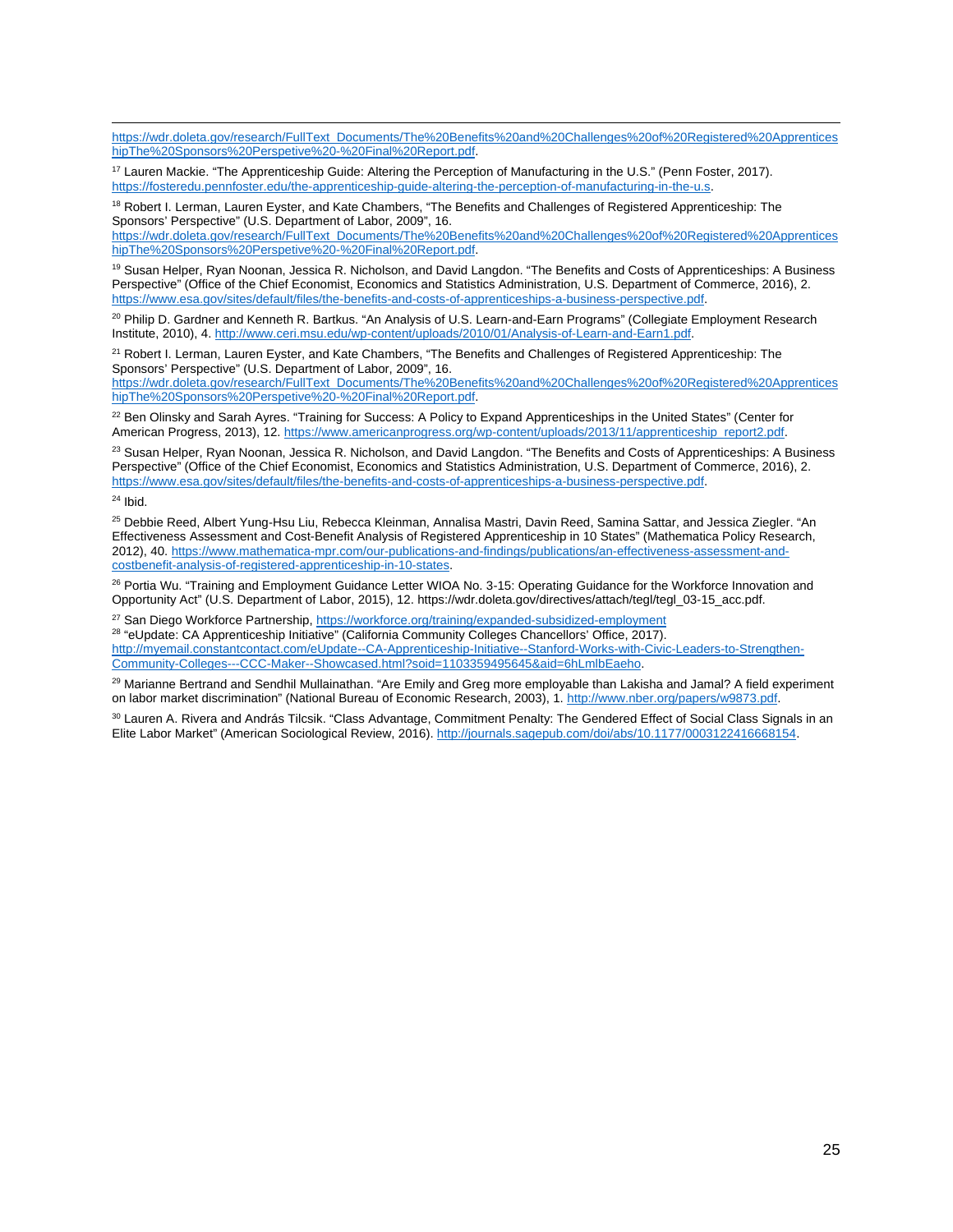https://wdr.doleta.gov/research/FullText_Documents/The%20Benefits%20and%20Challenges%20of%20Registered%20ApprenticeshipThe%20Sponsors%20Perspetive%20-%20Final%20Report.pdf.

[17] Lauren Mackie. "The Apprenticeship Guide: Altering the Perception of Manufacturing in the U.S." (Penn Foster, 2017). https://fosteredu.pennfoster.edu/the-apprenticeship-guide-altering-the-perception-of-manufacturing-in-the-u.s.

[18] Robert I. Lerman, Lauren Eyster, and Kate Chambers, "The Benefits and Challenges of Registered Apprenticeship: The Sponsors' Perspective" (U.S. Department of Labor, 2009", 16. https://wdr.doleta.gov/research/FullText_Documents/The%20Benefits%20and%20Challenges%20of%20Registered%20ApprenticeshipThe%20Sponsors%20Perspetive%20-%20Final%20Report.pdf.

[19] Susan Helper, Ryan Noonan, Jessica R. Nicholson, and David Langdon. "The Benefits and Costs of Apprenticeships: A Business Perspective" (Office of the Chief Economist, Economics and Statistics Administration, U.S. Department of Commerce, 2016), 2. https://www.esa.gov/sites/default/files/the-benefits-and-costs-of-apprenticeships-a-business-perspective.pdf.

[20] Philip D. Gardner and Kenneth R. Bartkus. "An Analysis of U.S. Learn-and-Earn Programs" (Collegiate Employment Research Institute, 2010), 4. http://www.ceri.msu.edu/wp-content/uploads/2010/01/Analysis-of-Learn-and-Earn1.pdf.

[21] Robert I. Lerman, Lauren Eyster, and Kate Chambers, "The Benefits and Challenges of Registered Apprenticeship: The Sponsors' Perspective" (U.S. Department of Labor, 2009", 16. https://wdr.doleta.gov/research/FullText_Documents/The%20Benefits%20and%20Challenges%20of%20Registered%20ApprenticeshipThe%20Sponsors%20Perspetive%20-%20Final%20Report.pdf.

[22] Ben Olinsky and Sarah Ayres. "Training for Success: A Policy to Expand Apprenticeships in the United States" (Center for American Progress, 2013), 12. https://www.americanprogress.org/wp-content/uploads/2013/11/apprenticeship_report2.pdf.

[23] Susan Helper, Ryan Noonan, Jessica R. Nicholson, and David Langdon. "The Benefits and Costs of Apprenticeships: A Business Perspective" (Office of the Chief Economist, Economics and Statistics Administration, U.S. Department of Commerce, 2016), 2. https://www.esa.gov/sites/default/files/the-benefits-and-costs-of-apprenticeships-a-business-perspective.pdf.

[24] Ibid.

[25] Debbie Reed, Albert Yung-Hsu Liu, Rebecca Kleinman, Annalisa Mastri, Davin Reed, Samina Sattar, and Jessica Ziegler. "An Effectiveness Assessment and Cost-Benefit Analysis of Registered Apprenticeship in 10 States" (Mathematica Policy Research, 2012), 40. https://www.mathematica-mpr.com/our-publications-and-findings/publications/an-effectiveness-assessment-and-costbenefit-analysis-of-registered-apprenticeship-in-10-states.

[26] Portia Wu. "Training and Employment Guidance Letter WIOA No. 3-15: Operating Guidance for the Workforce Innovation and Opportunity Act" (U.S. Department of Labor, 2015), 12. https://wdr.doleta.gov/directives/attach/tegl/tegl_03-15_acc.pdf.

[27] San Diego Workforce Partnership, https://workforce.org/training/expanded-subsidized-employment

[28] "eUpdate: CA Apprenticeship Initiative" (California Community Colleges Chancellors' Office, 2017). http://myemail.constantcontact.com/eUpdate--CA-Apprenticeship-Initiative--Stanford-Works-with-Civic-Leaders-to-Strengthen-Community-Colleges---CCC-Maker--Showcased.html?soid=1103359495645&aid=6hLmlbEaeho.

[29] Marianne Bertrand and Sendhil Mullainathan. "Are Emily and Greg more employable than Lakisha and Jamal? A field experiment on labor market discrimination" (National Bureau of Economic Research, 2003), 1. http://www.nber.org/papers/w9873.pdf.

[30] Lauren A. Rivera and András Tilcsik. "Class Advantage, Commitment Penalty: The Gendered Effect of Social Class Signals in an Elite Labor Market" (American Sociological Review, 2016). http://journals.sagepub.com/doi/abs/10.1177/0003122416668154.